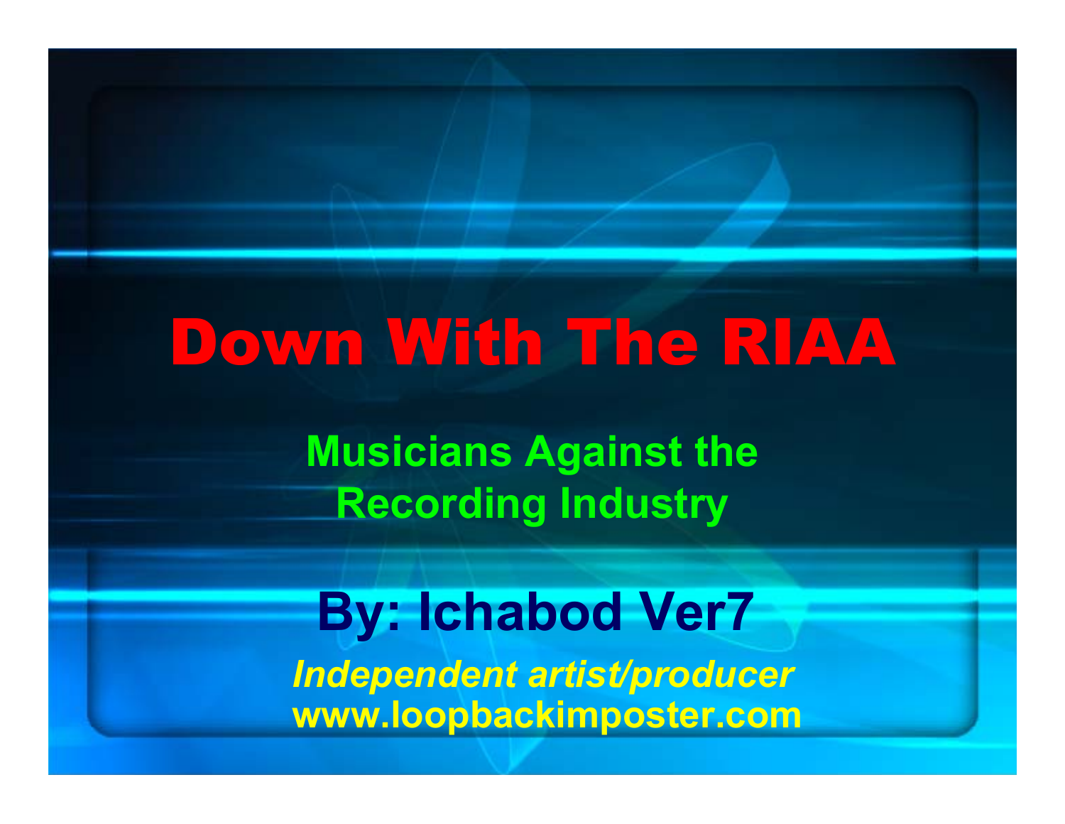# Down With The RIAA

## Musicians Against the Recording Industry

### By: Ichabod Ver7

***Independent artist/producer***

**www.loopbackimposter.com**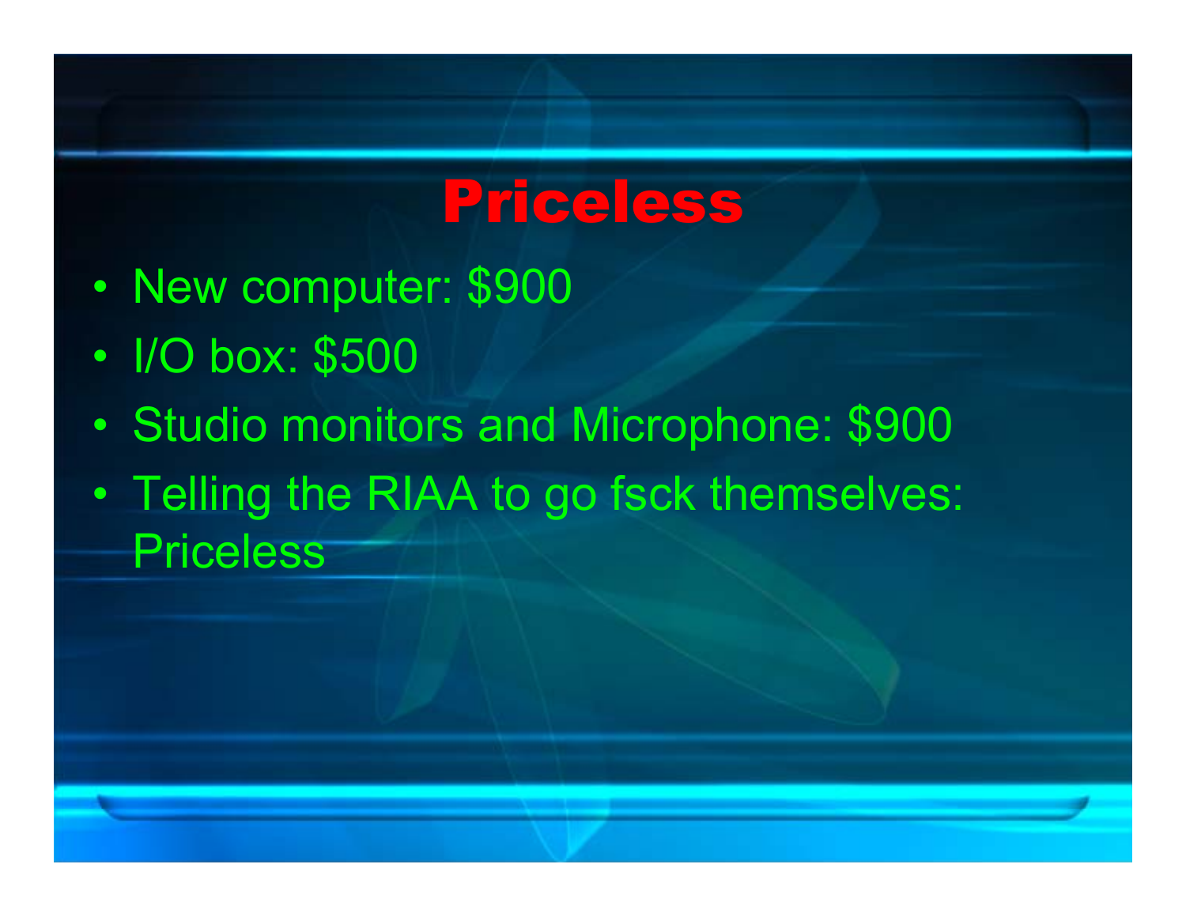# Priceless

- New computer: $900
- I/O box: $500
- Studio monitors and Microphone: $900
- Telling the RIAA to go fsck themselves: Priceless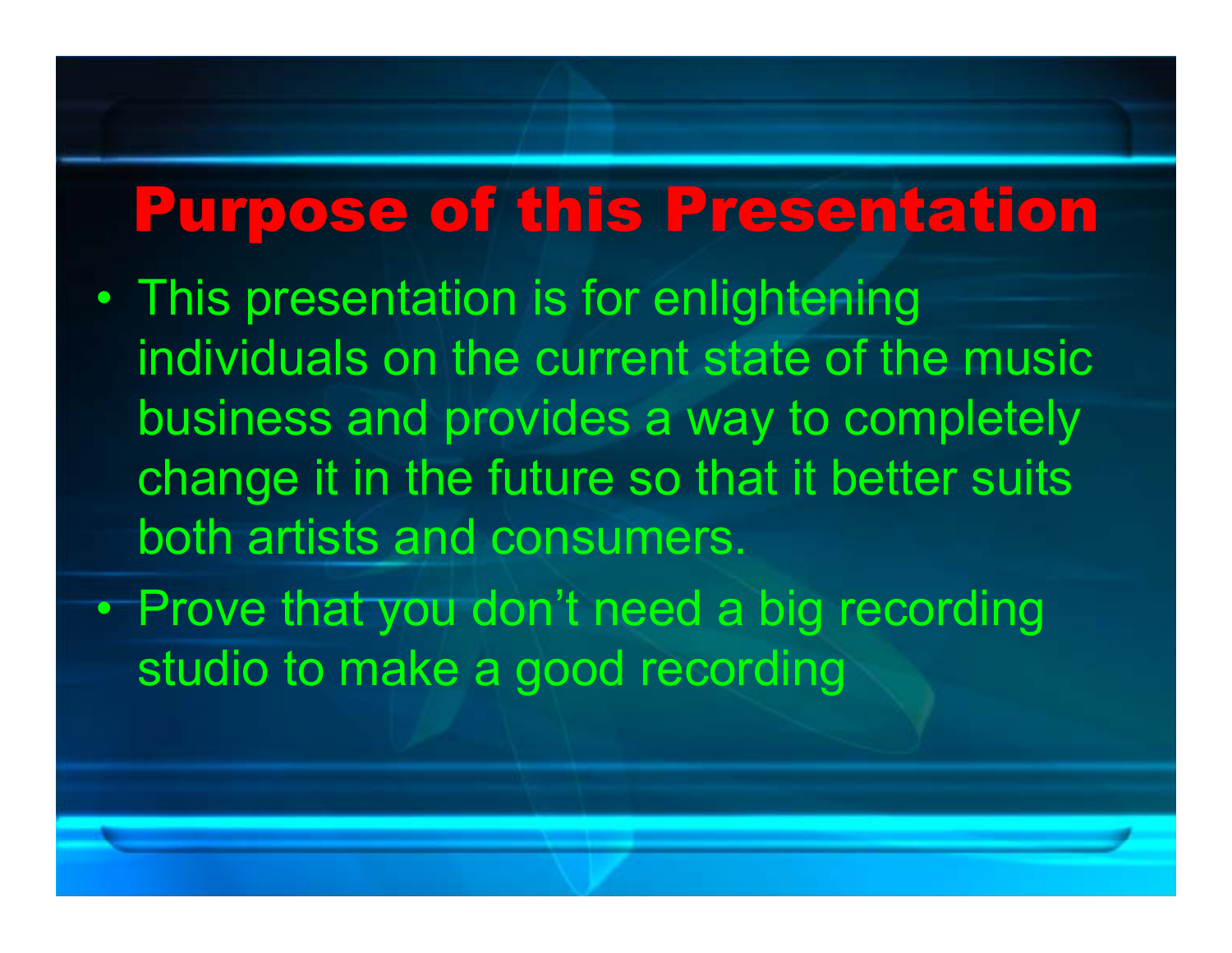# Purpose of this Presentation

- This presentation is for enlightening individuals on the current state of the music business and provides a way to completely change it in the future so that it better suits both artists and consumers.
- Prove that you don't need a big recording studio to make a good recording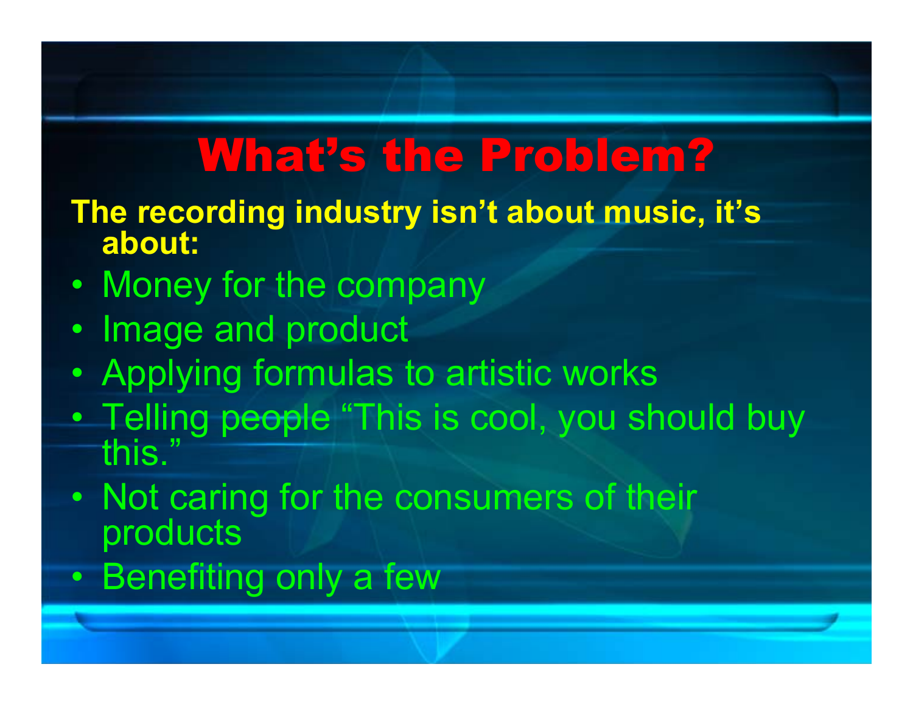# What's the Problem?

**The recording industry isn't about music, it's about:**

- Money for the company
- Image and product
- Applying formulas to artistic works
- Telling people "This is cool, you should buy this."
- Not caring for the consumers of their products
- Benefiting only a few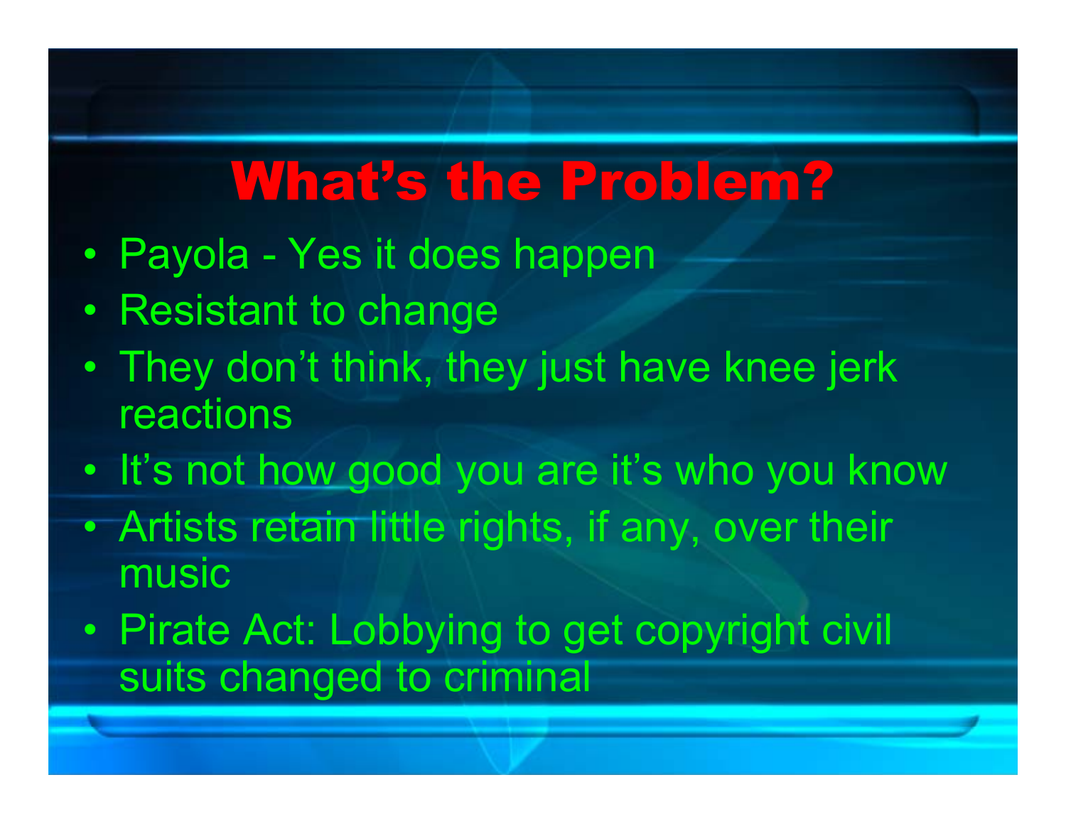# What's the Problem?

- Payola - Yes it does happen
- Resistant to change
- They don't think, they just have knee jerk reactions
- It's not how good you are it's who you know
- Artists retain little rights, if any, over their music
- Pirate Act: Lobbying to get copyright civil suits changed to criminal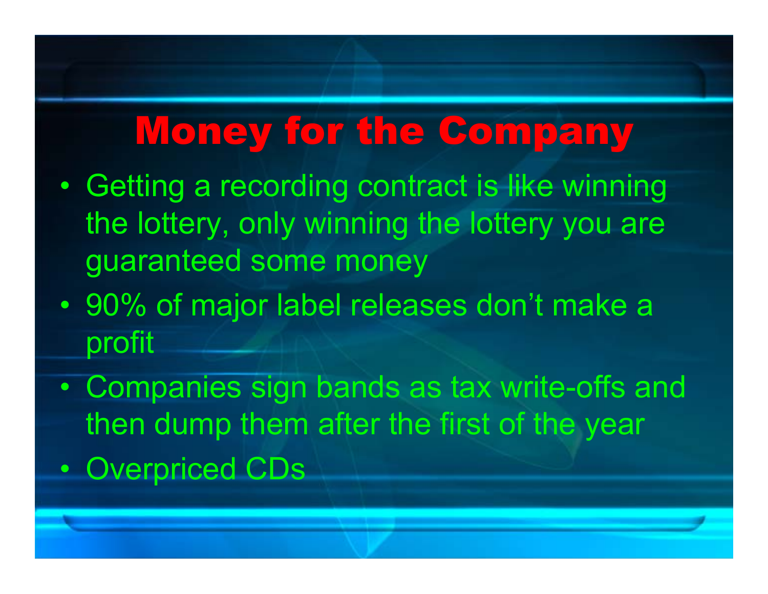# Money for the Company

- Getting a recording contract is like winning the lottery, only winning the lottery you are guaranteed some money
- 90% of major label releases don't make a profit
- Companies sign bands as tax write-offs and then dump them after the first of the year
- Overpriced CDs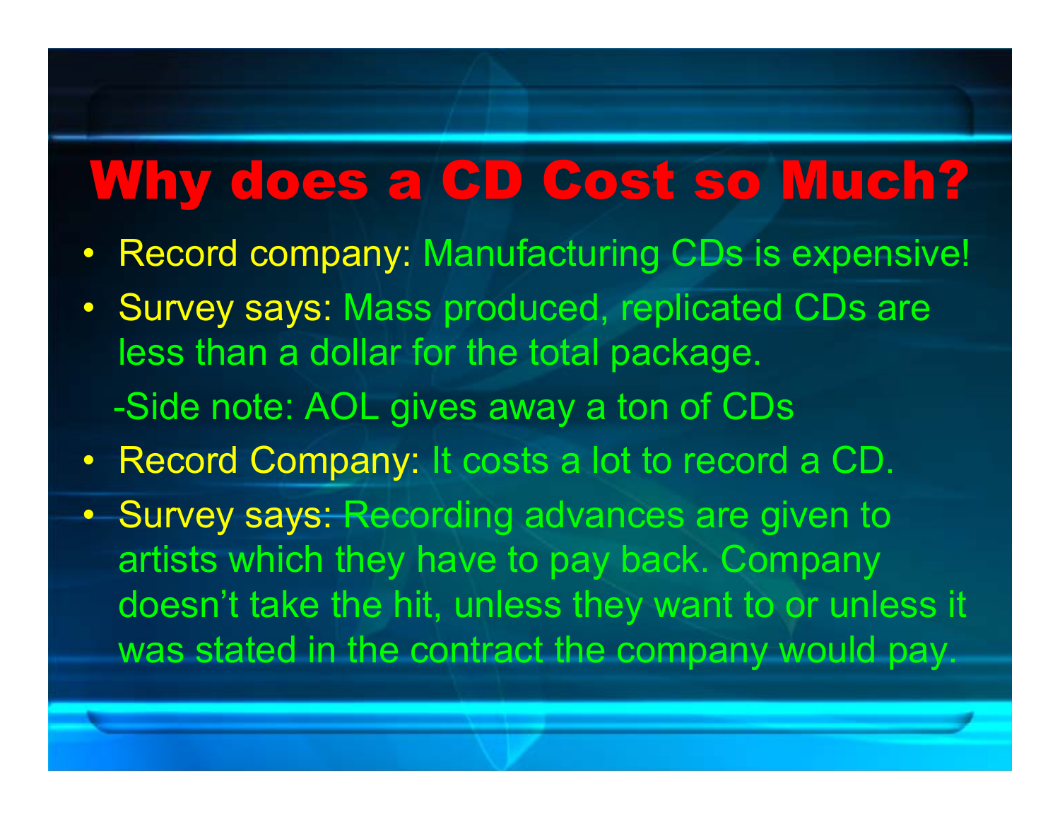# Why does a CD Cost so Much?

- Record company: Manufacturing CDs is expensive!
- Survey says: Mass produced, replicated CDs are less than a dollar for the total package.

  -Side note: AOL gives away a ton of CDs

- Record Company: It costs a lot to record a CD.
- Survey says: Recording advances are given to artists which they have to pay back. Company doesn't take the hit, unless they want to or unless it was stated in the contract the company would pay.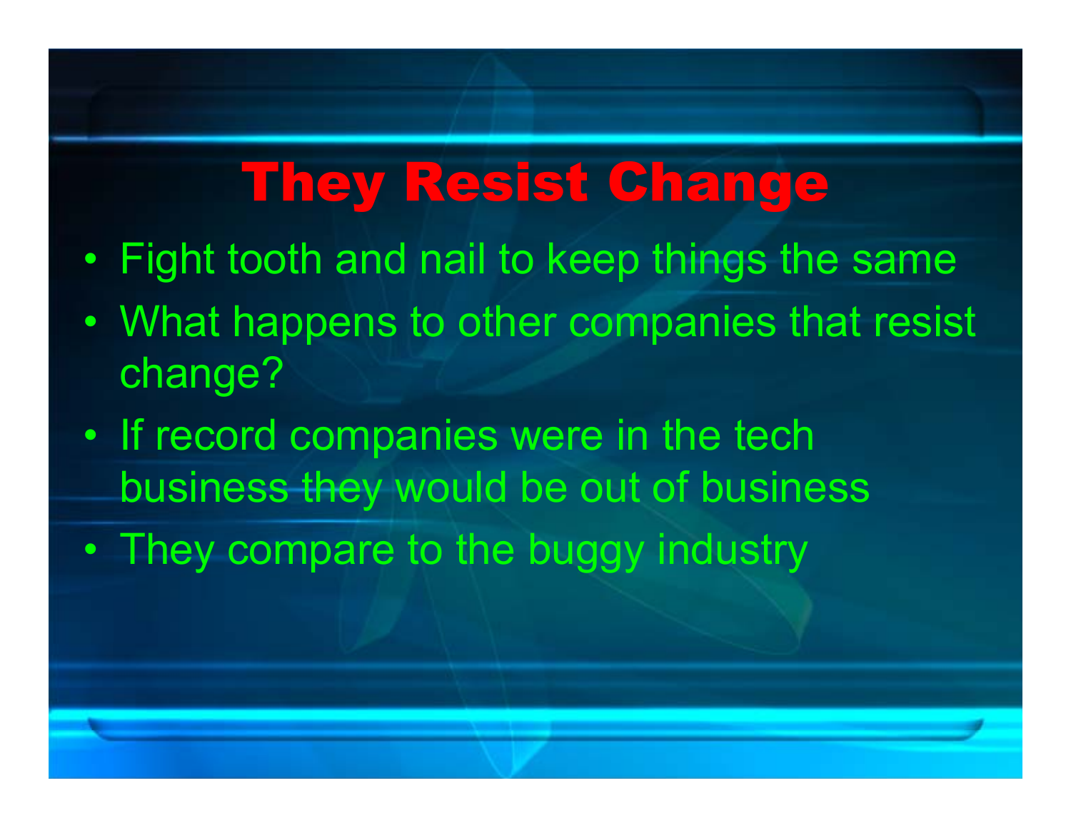# They Resist Change

- Fight tooth and nail to keep things the same
- What happens to other companies that resist change?
- If record companies were in the tech business they would be out of business
- They compare to the buggy industry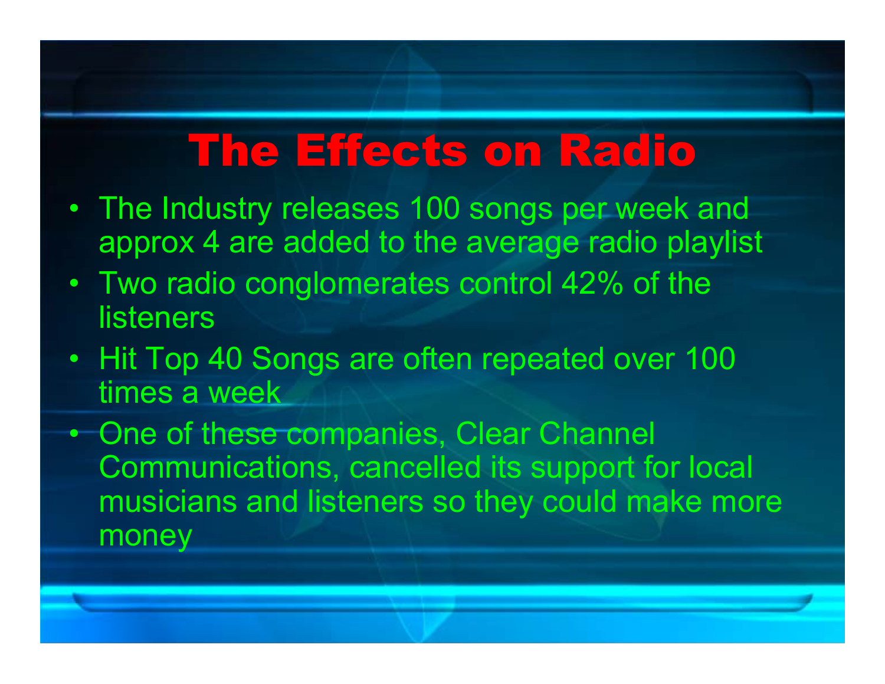# The Effects on Radio

- The Industry releases 100 songs per week and approx 4 are added to the average radio playlist
- Two radio conglomerates control 42% of the listeners
- Hit Top 40 Songs are often repeated over 100 times a week
- One of these companies, Clear Channel Communications, cancelled its support for local musicians and listeners so they could make more money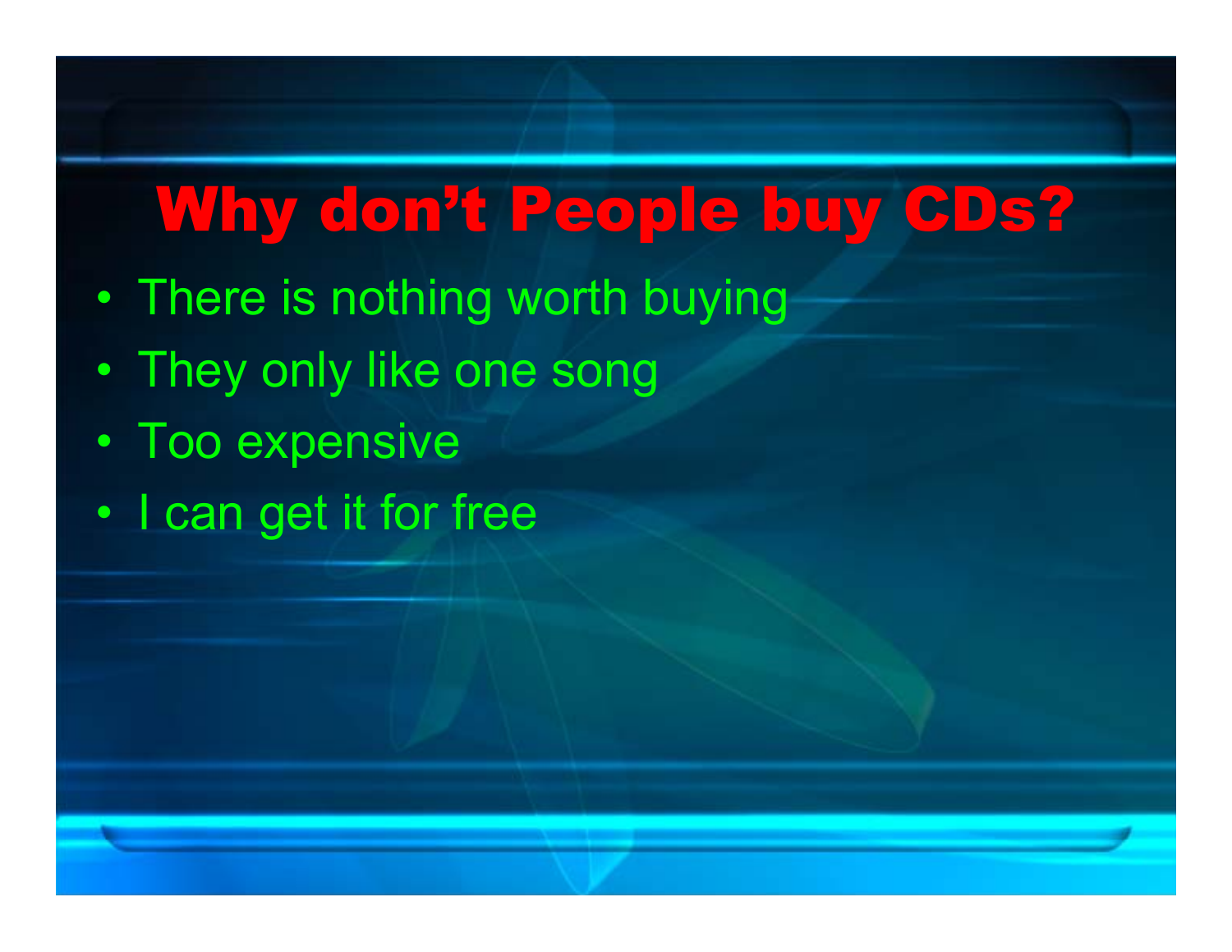# Why don't People buy CDs?

- There is nothing worth buying
- They only like one song
- Too expensive
- I can get it for free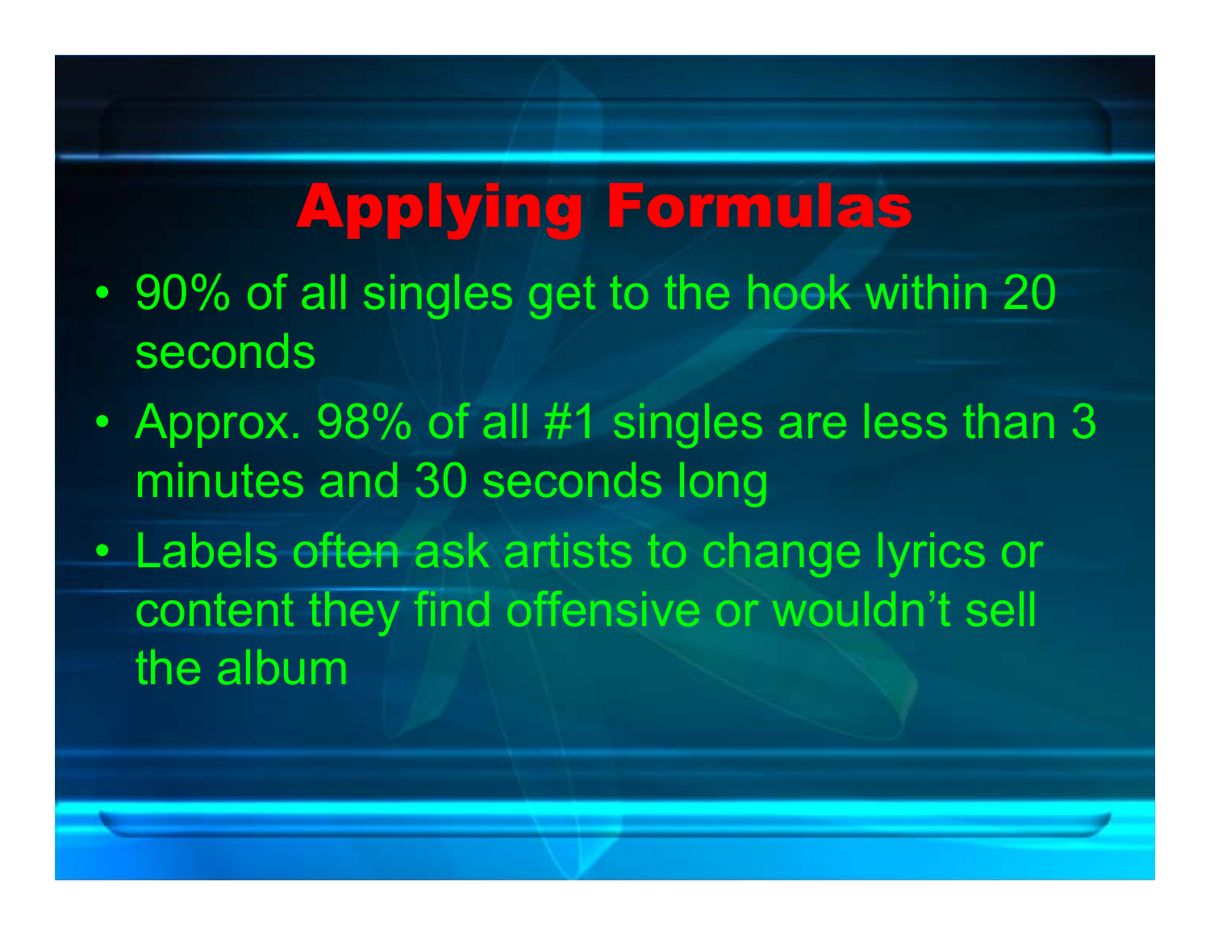# Applying Formulas

- 90% of all singles get to the hook within 20 seconds
- Approx. 98% of all #1 singles are less than 3 minutes and 30 seconds long
- Labels often ask artists to change lyrics or content they find offensive or wouldn't sell the album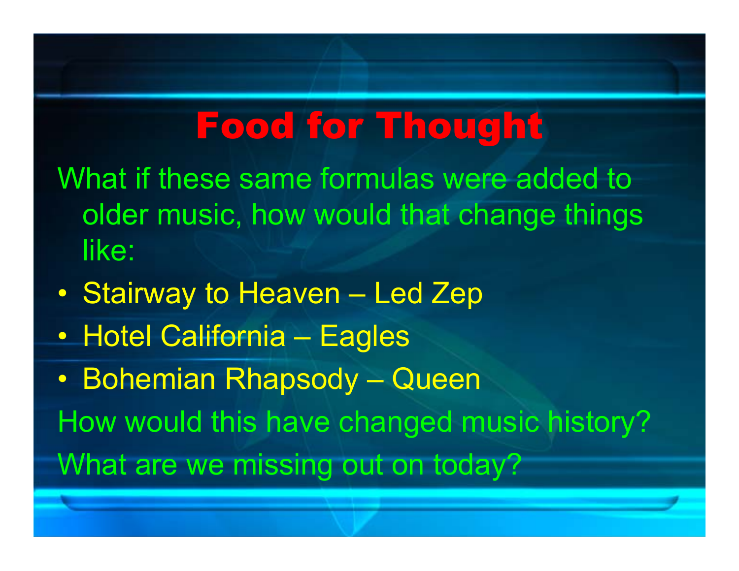# Food for Thought

What if these same formulas were added to older music, how would that change things like:

- Stairway to Heaven – Led Zep
- Hotel California – Eagles
- Bohemian Rhapsody – Queen

How would this have changed music history?

What are we missing out on today?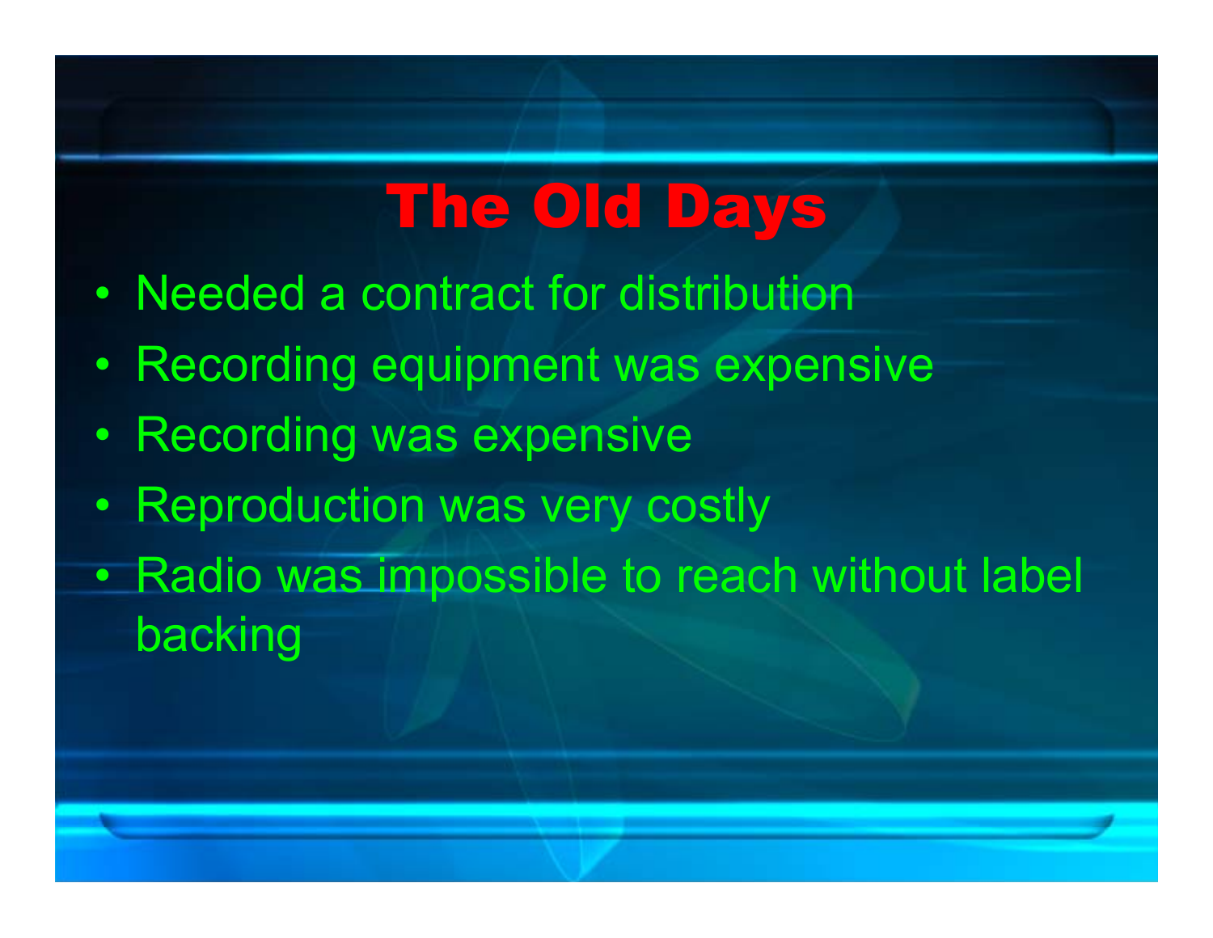# The Old Days

- Needed a contract for distribution
- Recording equipment was expensive
- Recording was expensive
- Reproduction was very costly
- Radio was impossible to reach without label backing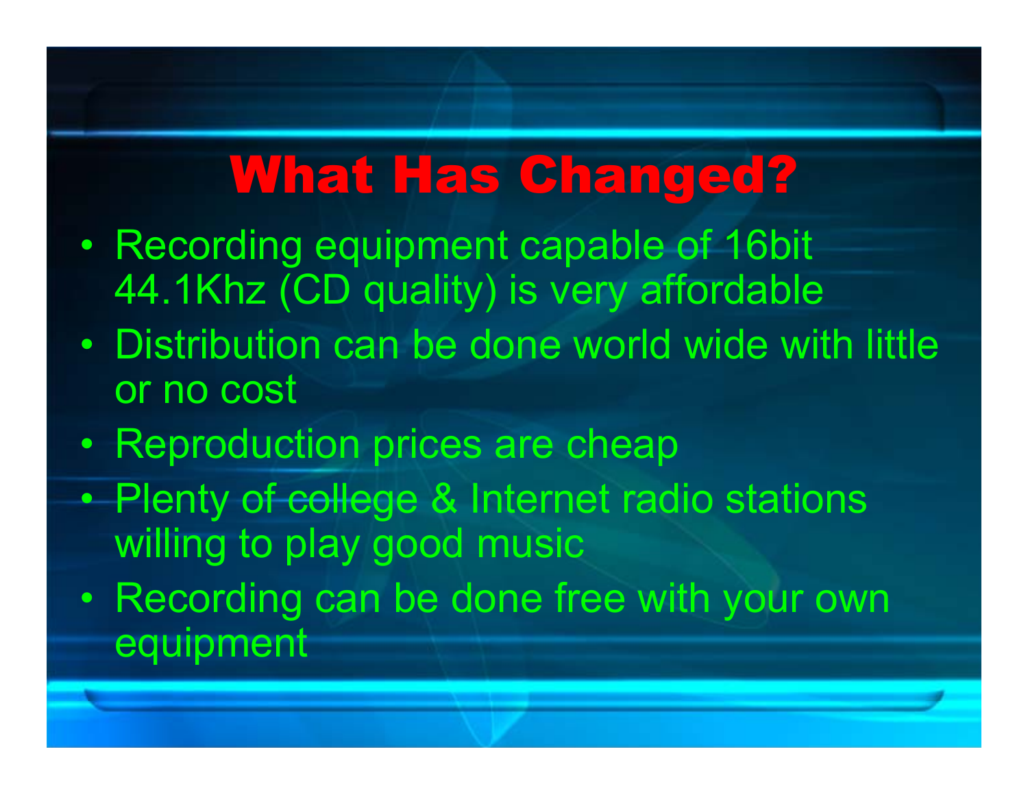# What Has Changed?

- Recording equipment capable of 16bit 44.1Khz (CD quality) is very affordable
- Distribution can be done world wide with little or no cost
- Reproduction prices are cheap
- Plenty of college & Internet radio stations willing to play good music
- Recording can be done free with your own equipment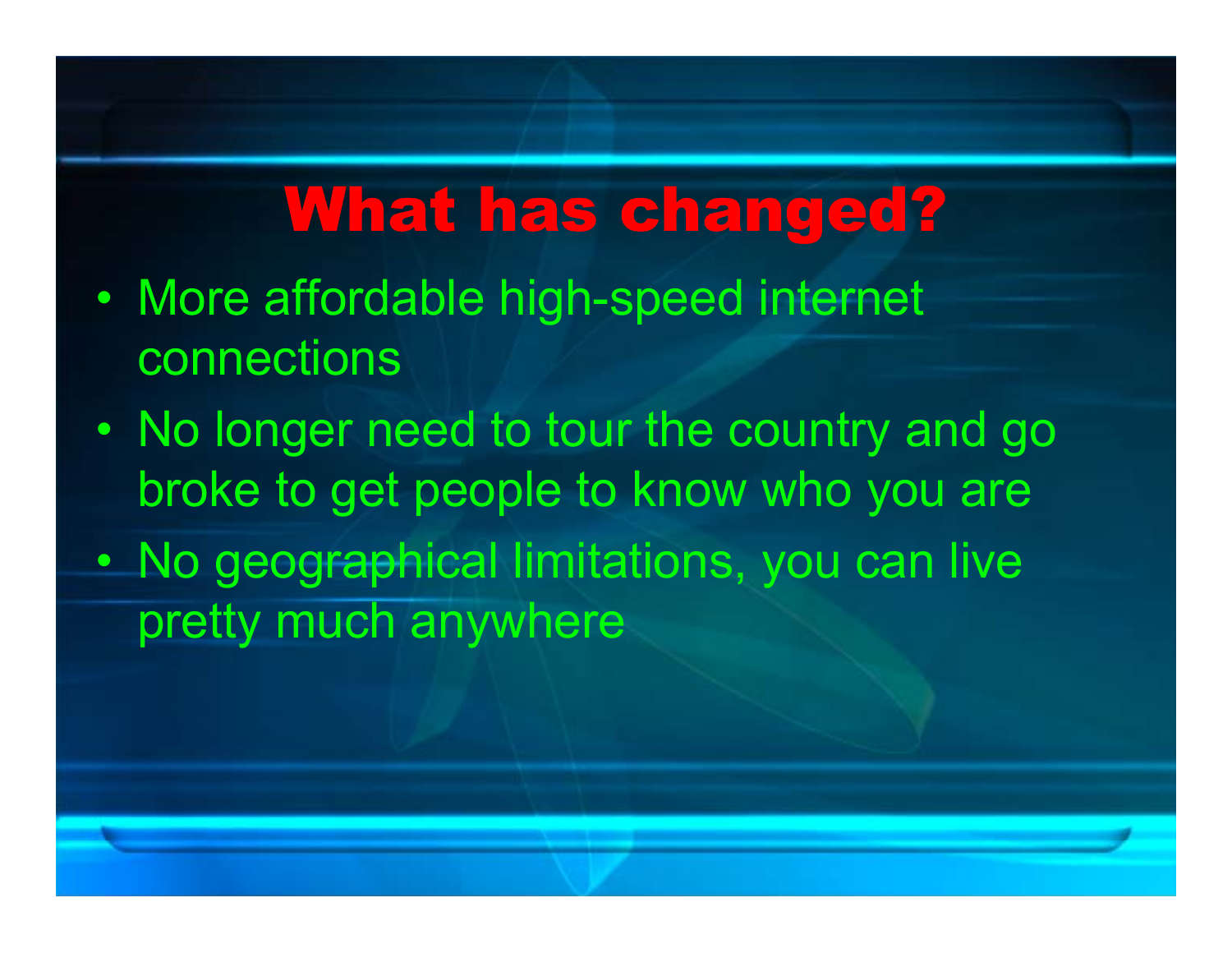# What has changed?

- More affordable high-speed internet connections
- No longer need to tour the country and go broke to get people to know who you are
- No geographical limitations, you can live pretty much anywhere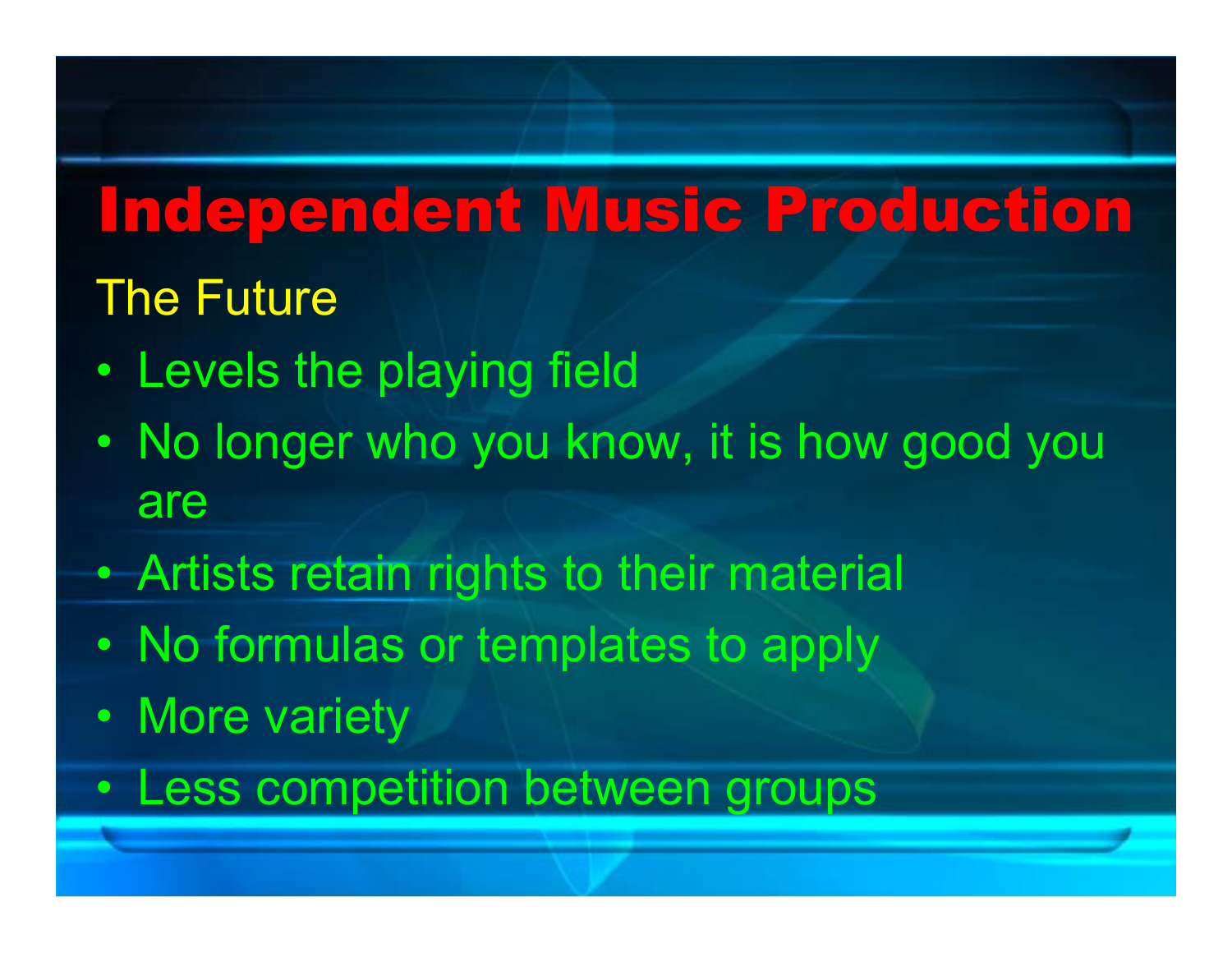# Independent Music Production

## The Future

- Levels the playing field
- No longer who you know, it is how good you are
- Artists retain rights to their material
- No formulas or templates to apply
- More variety
- Less competition between groups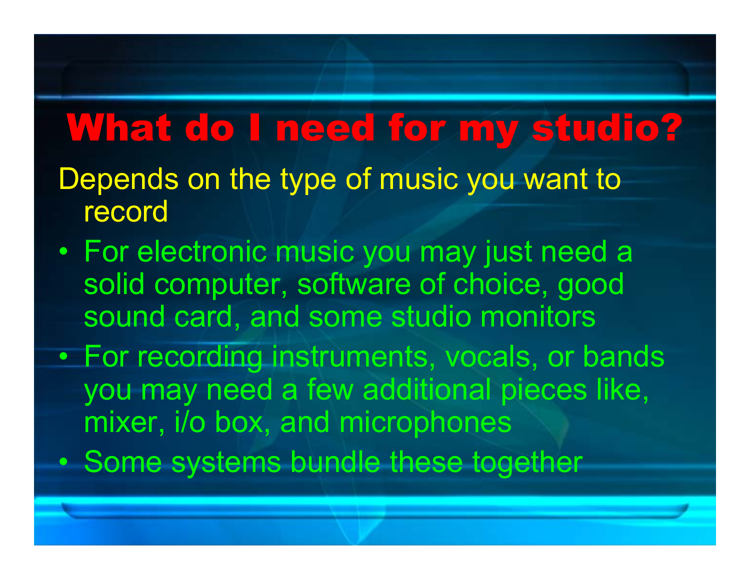# What do I need for my studio?

Depends on the type of music you want to record

- For electronic music you may just need a solid computer, software of choice, good sound card, and some studio monitors
- For recording instruments, vocals, or bands you may need a few additional pieces like, mixer, i/o box, and microphones
- Some systems bundle these together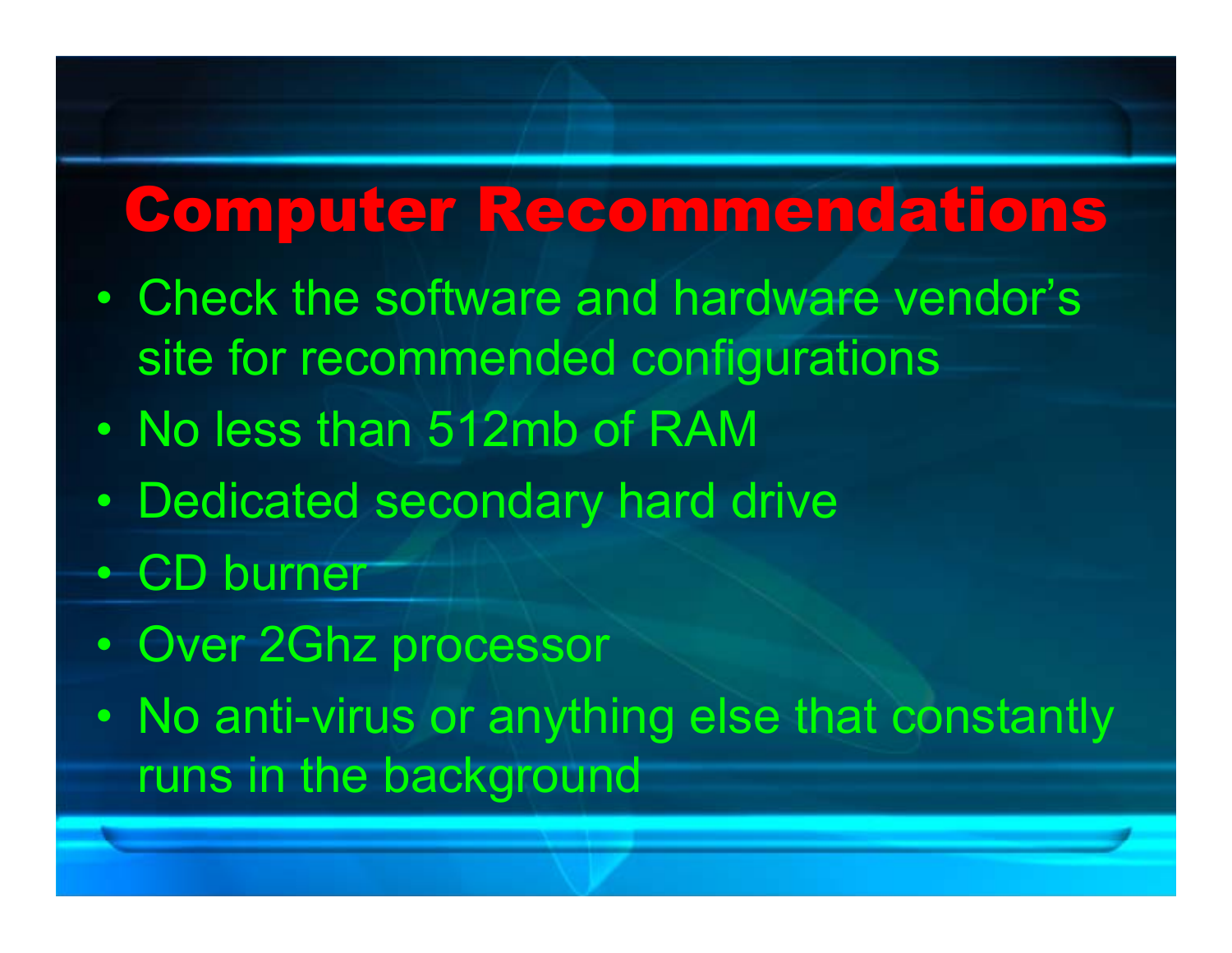# Computer Recommendations

- Check the software and hardware vendor's site for recommended configurations
- No less than 512mb of RAM
- Dedicated secondary hard drive
- CD burner
- Over 2Ghz processor
- No anti-virus or anything else that constantly runs in the background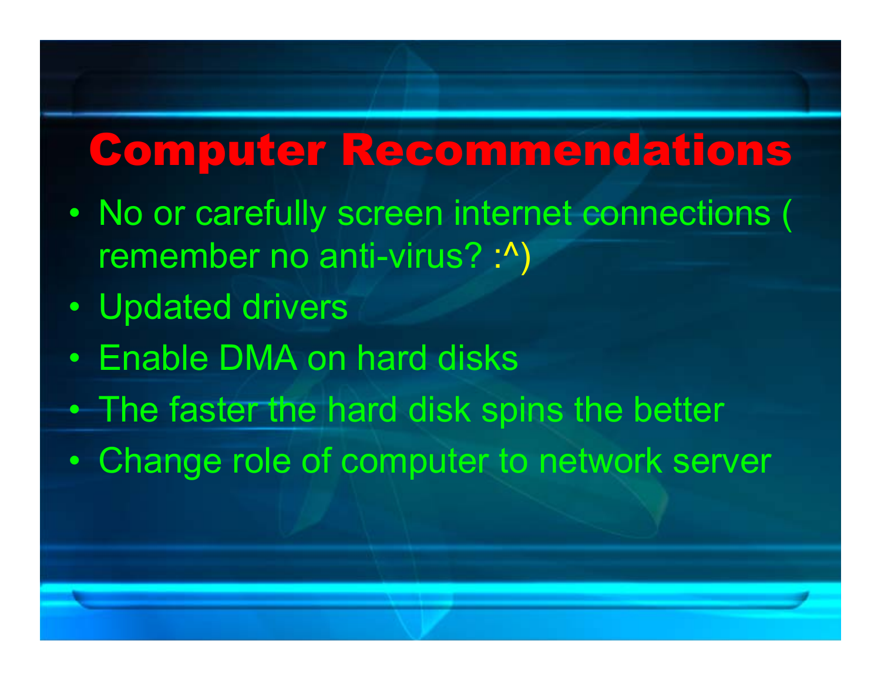# Computer Recommendations

- No or carefully screen internet connections ( remember no anti-virus? :^)
- Updated drivers
- Enable DMA on hard disks
- The faster the hard disk spins the better
- Change role of computer to network server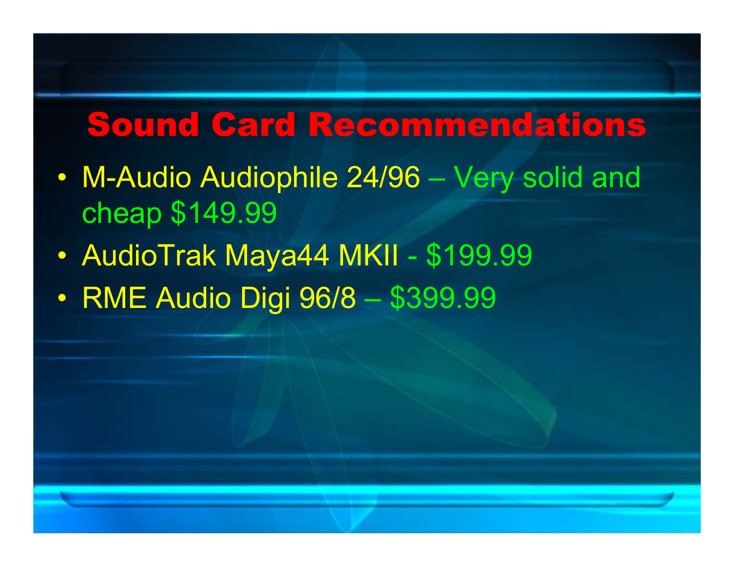# Sound Card Recommendations

- M-Audio Audiophile 24/96 – Very solid and cheap $149.99
- AudioTrak Maya44 MKII - $199.99
- RME Audio Digi 96/8 – $399.99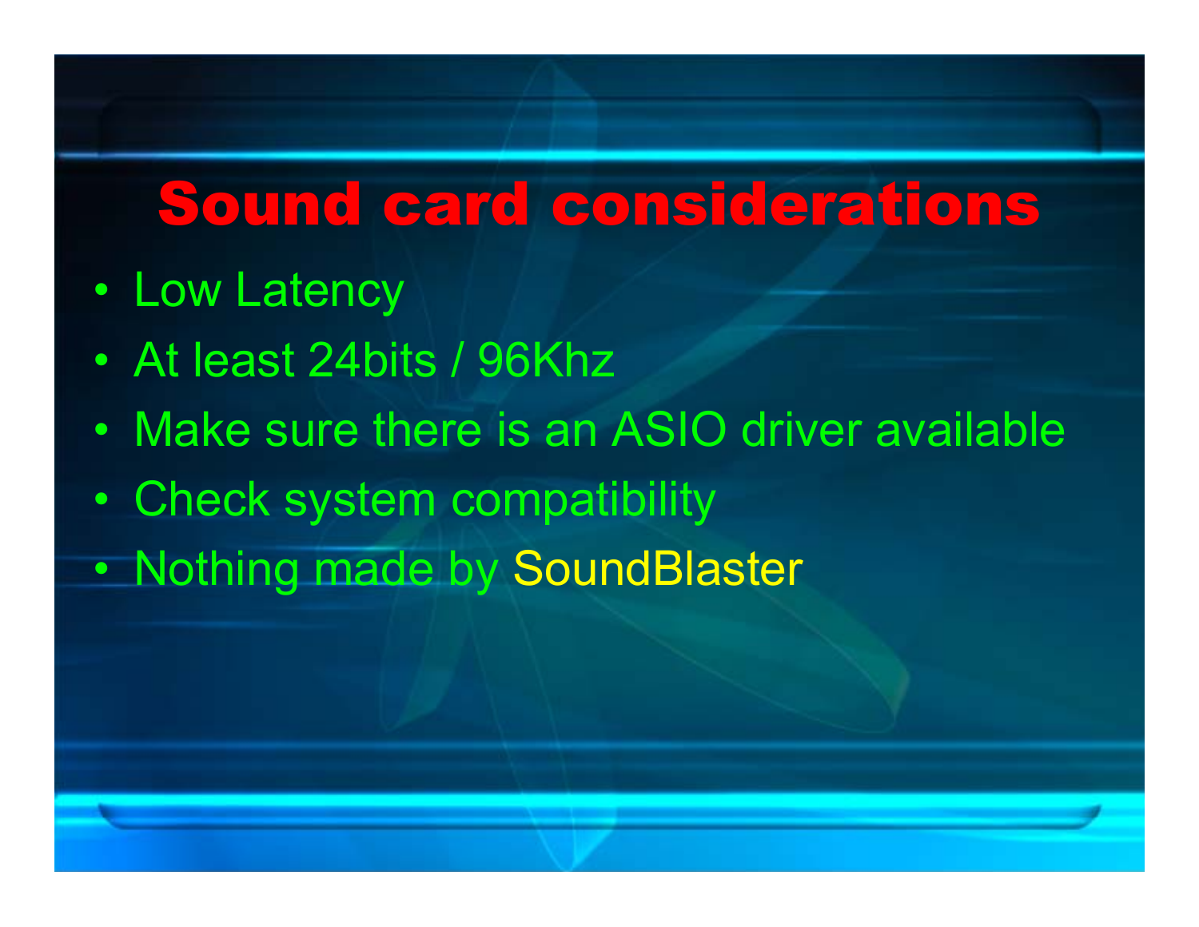# Sound card considerations

- Low Latency
- At least 24bits / 96Khz
- Make sure there is an ASIO driver available
- Check system compatibility
- Nothing made by SoundBlaster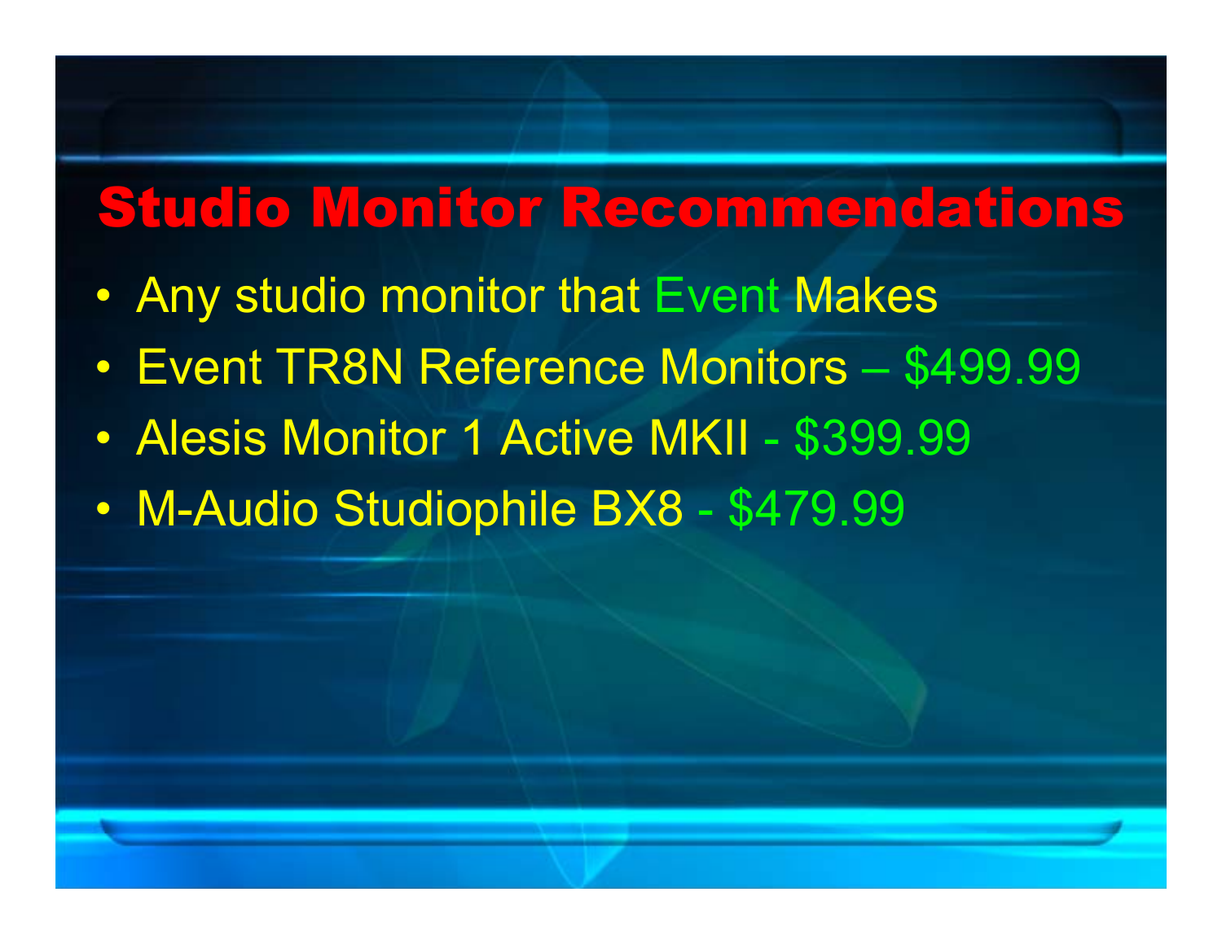# Studio Monitor Recommendations

- Any studio monitor that Event Makes
- Event TR8N Reference Monitors – $499.99
- Alesis Monitor 1 Active MKII - $399.99
- M-Audio Studiophile BX8 - $479.99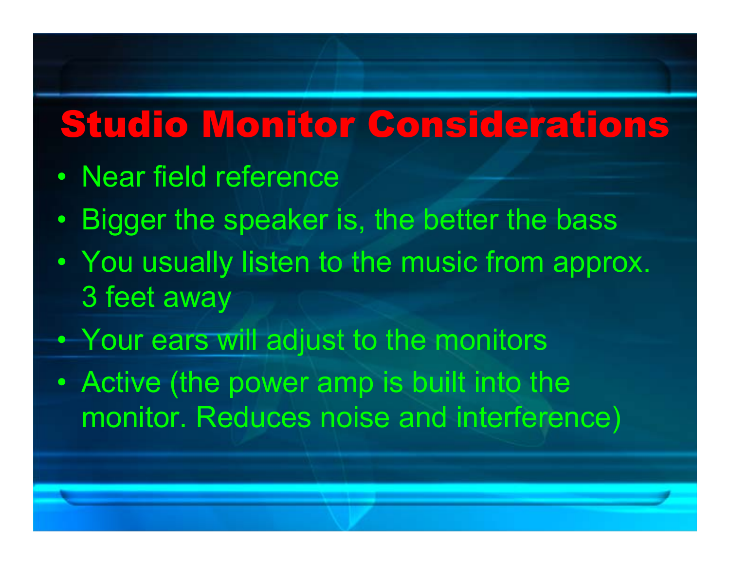# Studio Monitor Considerations

- Near field reference
- Bigger the speaker is, the better the bass
- You usually listen to the music from approx. 3 feet away
- Your ears will adjust to the monitors
- Active (the power amp is built into the monitor. Reduces noise and interference)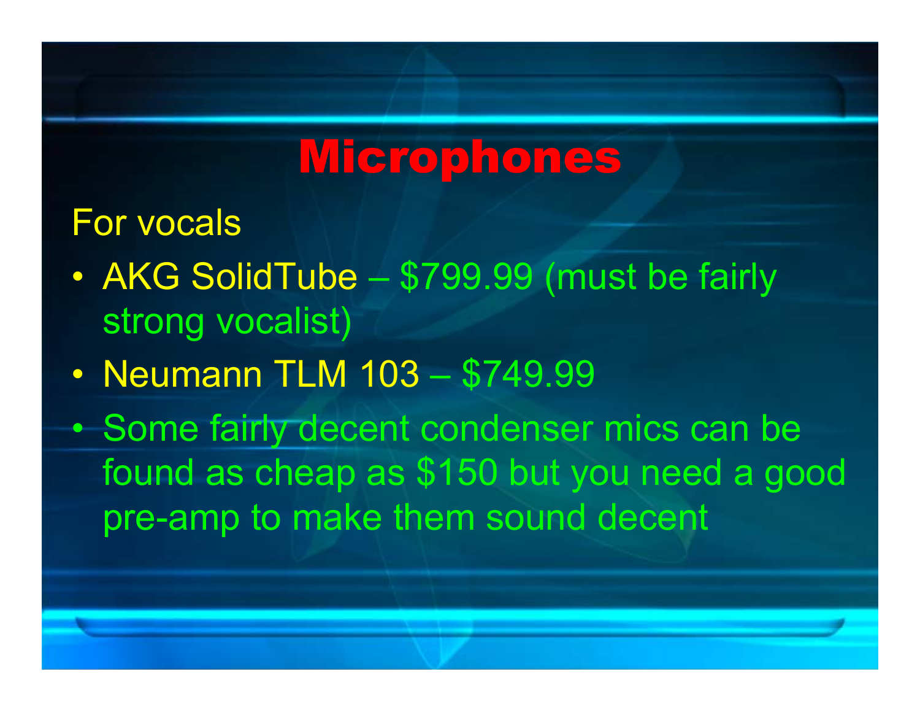# Microphones

For vocals

- AKG SolidTube – $799.99 (must be fairly strong vocalist)
- Neumann TLM 103 – $749.99
- Some fairly decent condenser mics can be found as cheap as $150 but you need a good pre-amp to make them sound decent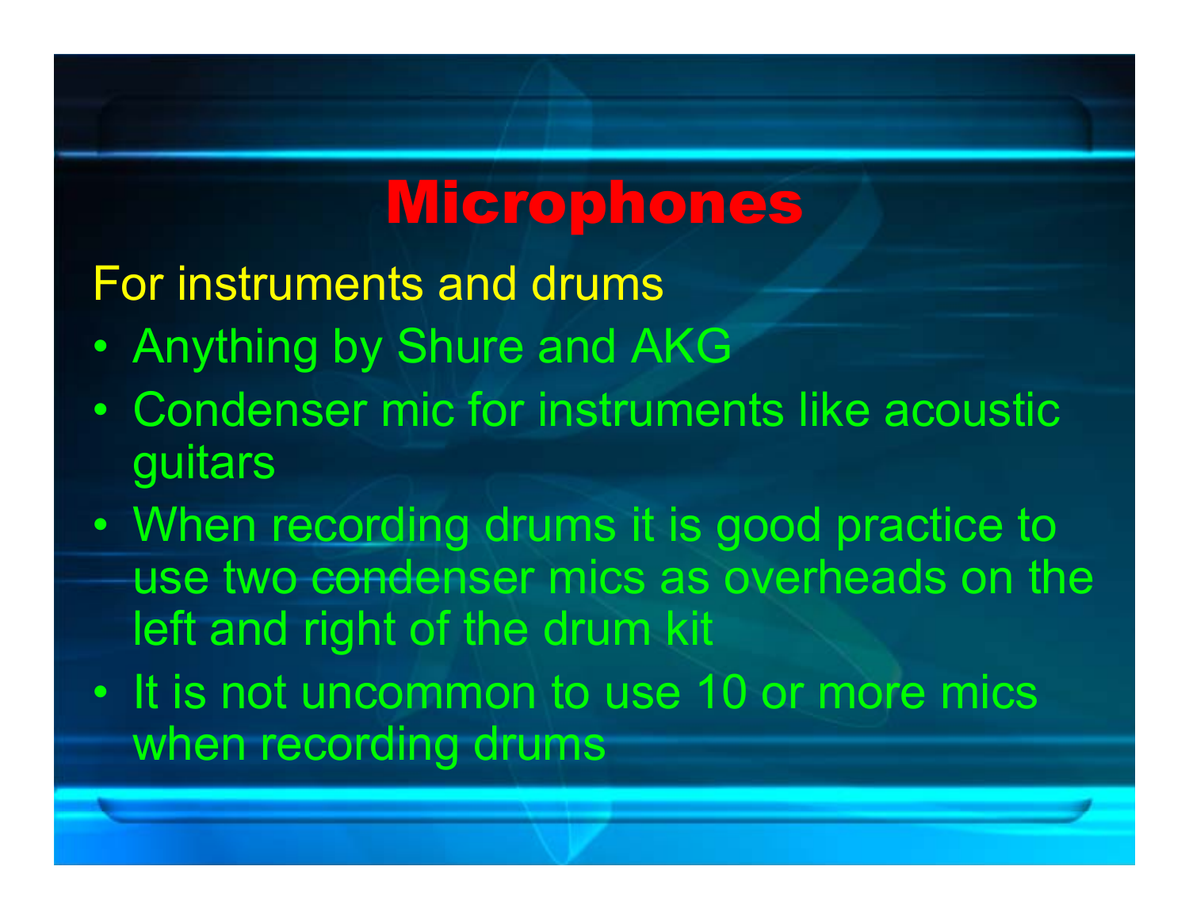# Microphones

For instruments and drums

- Anything by Shure and AKG
- Condenser mic for instruments like acoustic guitars
- When recording drums it is good practice to use two condenser mics as overheads on the left and right of the drum kit
- It is not uncommon to use 10 or more mics when recording drums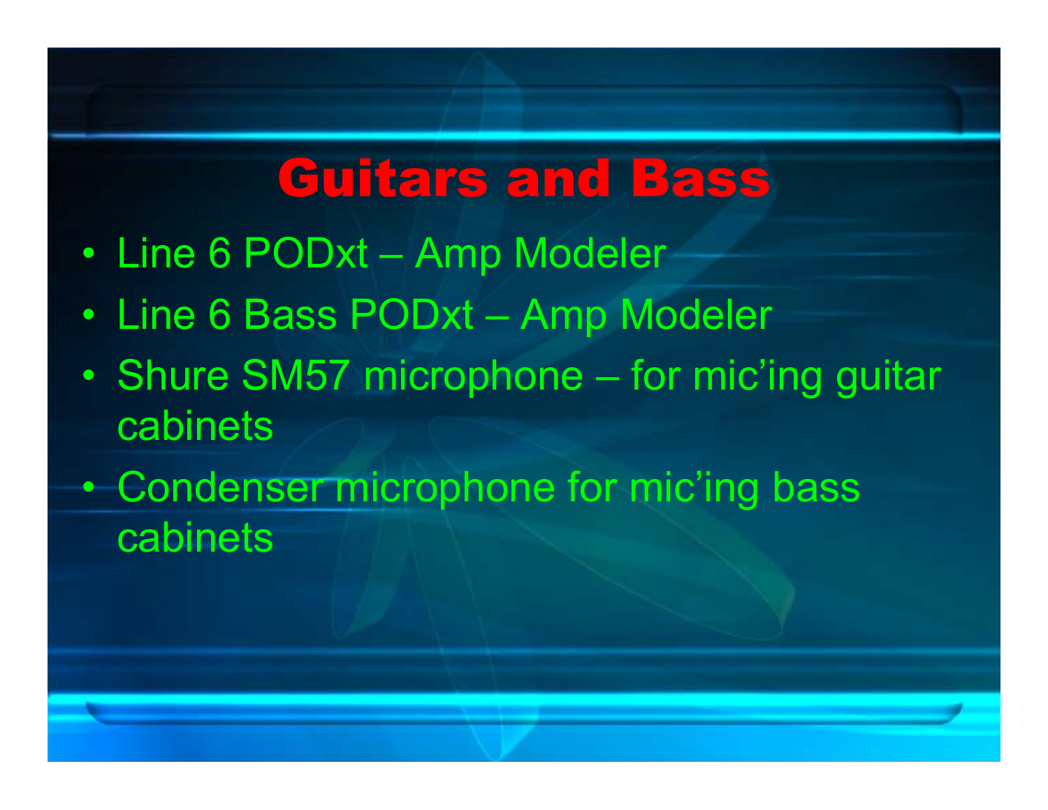# Guitars and Bass

- Line 6 PODxt – Amp Modeler
- Line 6 Bass PODxt – Amp Modeler
- Shure SM57 microphone – for mic'ing guitar cabinets
- Condenser microphone for mic'ing bass cabinets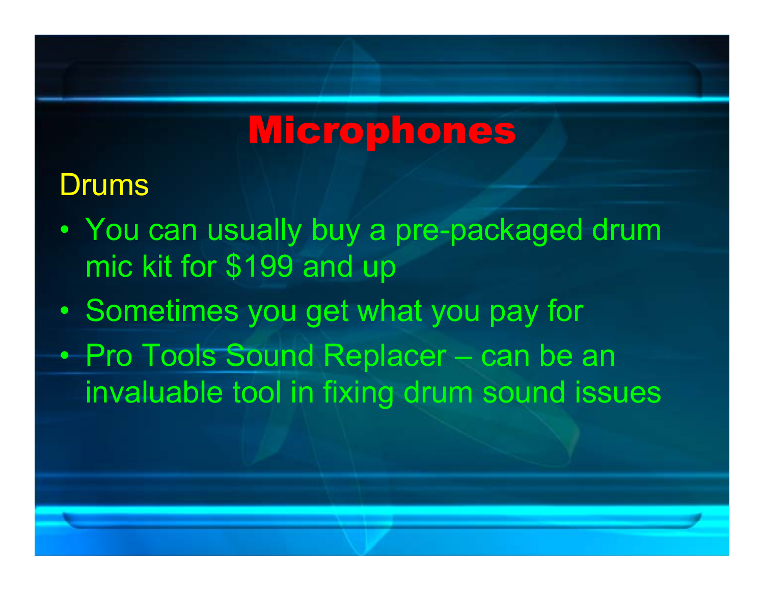# Microphones

## Drums

- You can usually buy a pre-packaged drum mic kit for $199 and up
- Sometimes you get what you pay for
- Pro Tools Sound Replacer – can be an invaluable tool in fixing drum sound issues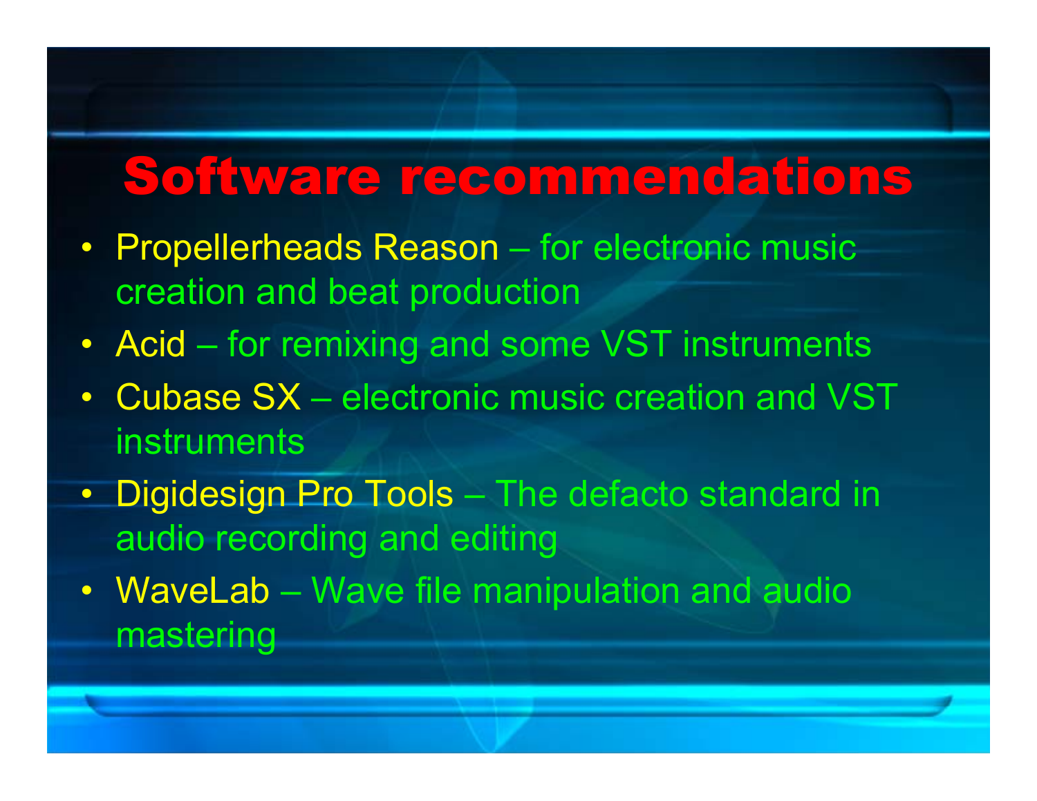# Software recommendations

- Propellerheads Reason – for electronic music creation and beat production
- Acid – for remixing and some VST instruments
- Cubase SX – electronic music creation and VST instruments
- Digidesign Pro Tools – The defacto standard in audio recording and editing
- WaveLab – Wave file manipulation and audio mastering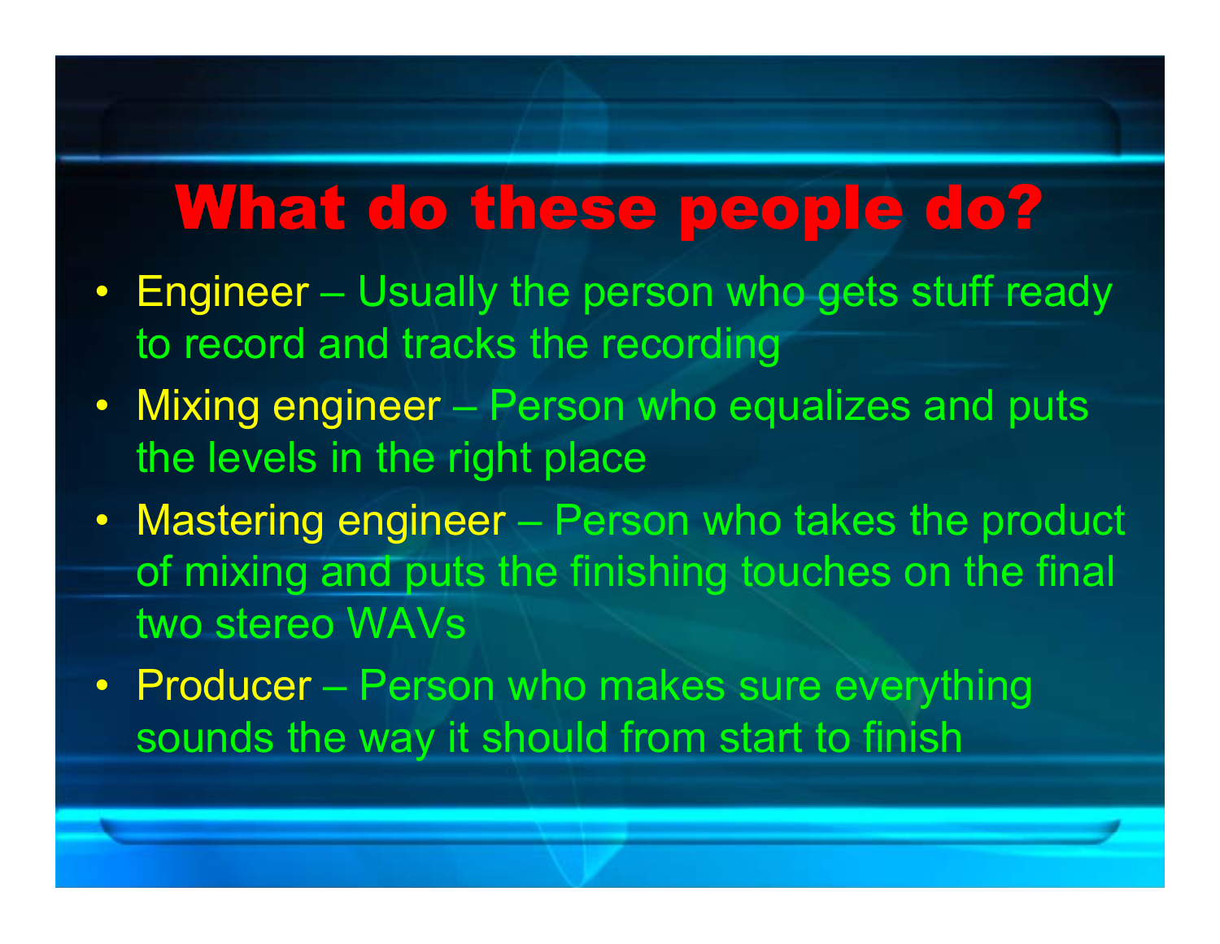# What do these people do?

- Engineer – Usually the person who gets stuff ready to record and tracks the recording
- Mixing engineer – Person who equalizes and puts the levels in the right place
- Mastering engineer – Person who takes the product of mixing and puts the finishing touches on the final two stereo WAVs
- Producer – Person who makes sure everything sounds the way it should from start to finish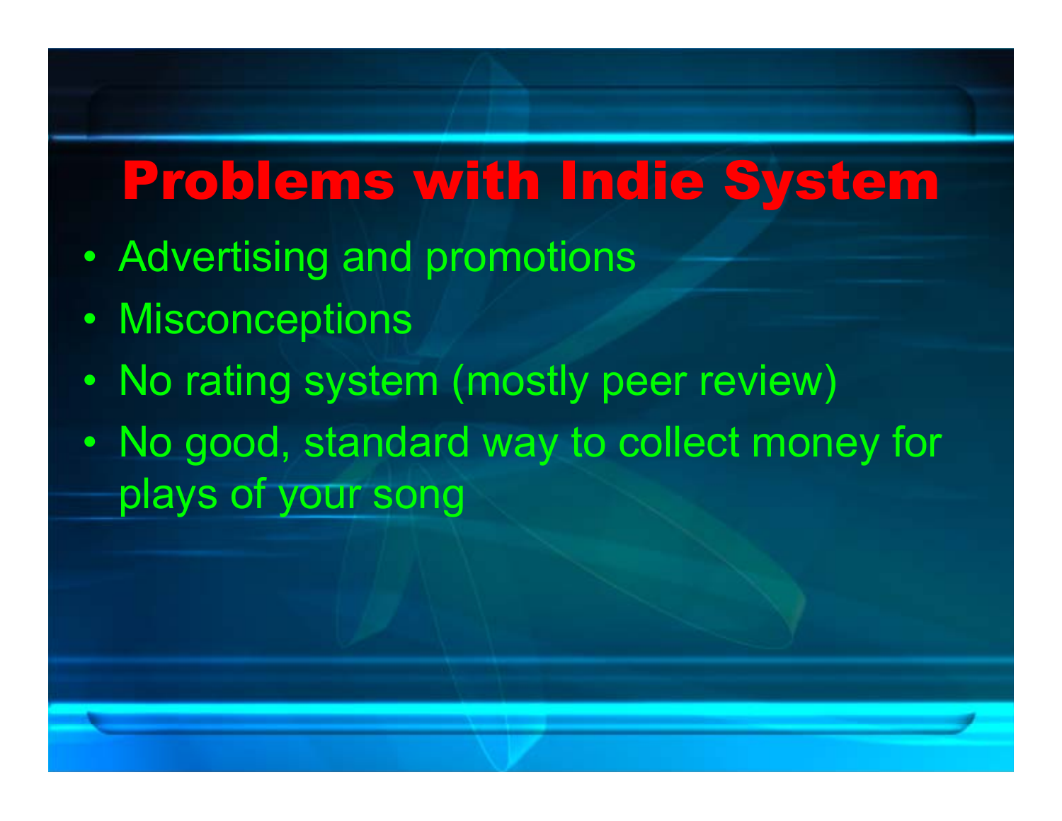# Problems with Indie System

- Advertising and promotions
- Misconceptions
- No rating system (mostly peer review)
- No good, standard way to collect money for plays of your song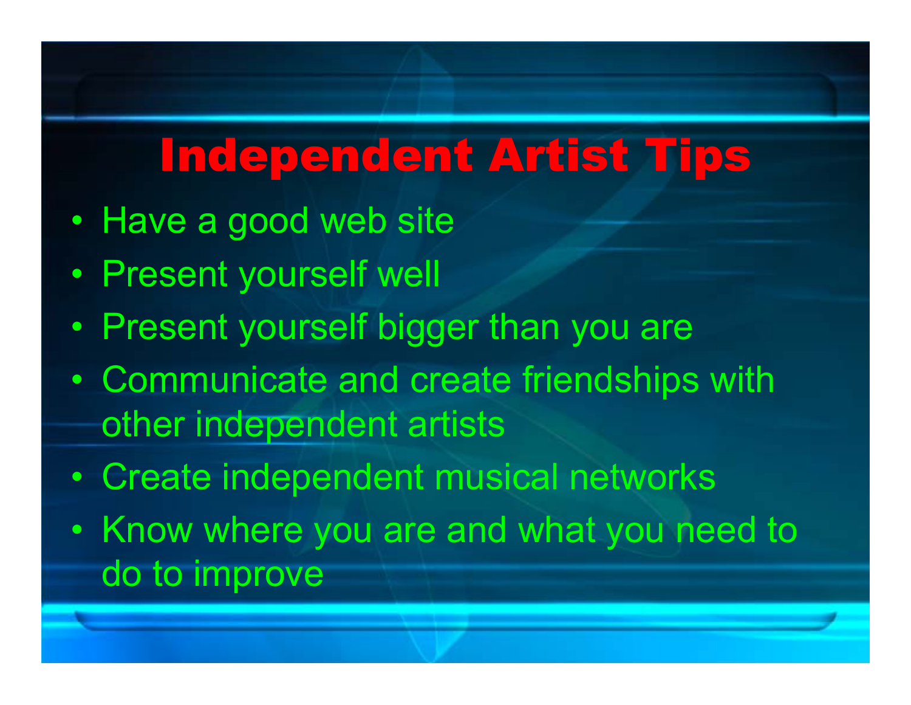# Independent Artist Tips

- Have a good web site
- Present yourself well
- Present yourself bigger than you are
- Communicate and create friendships with other independent artists
- Create independent musical networks
- Know where you are and what you need to do to improve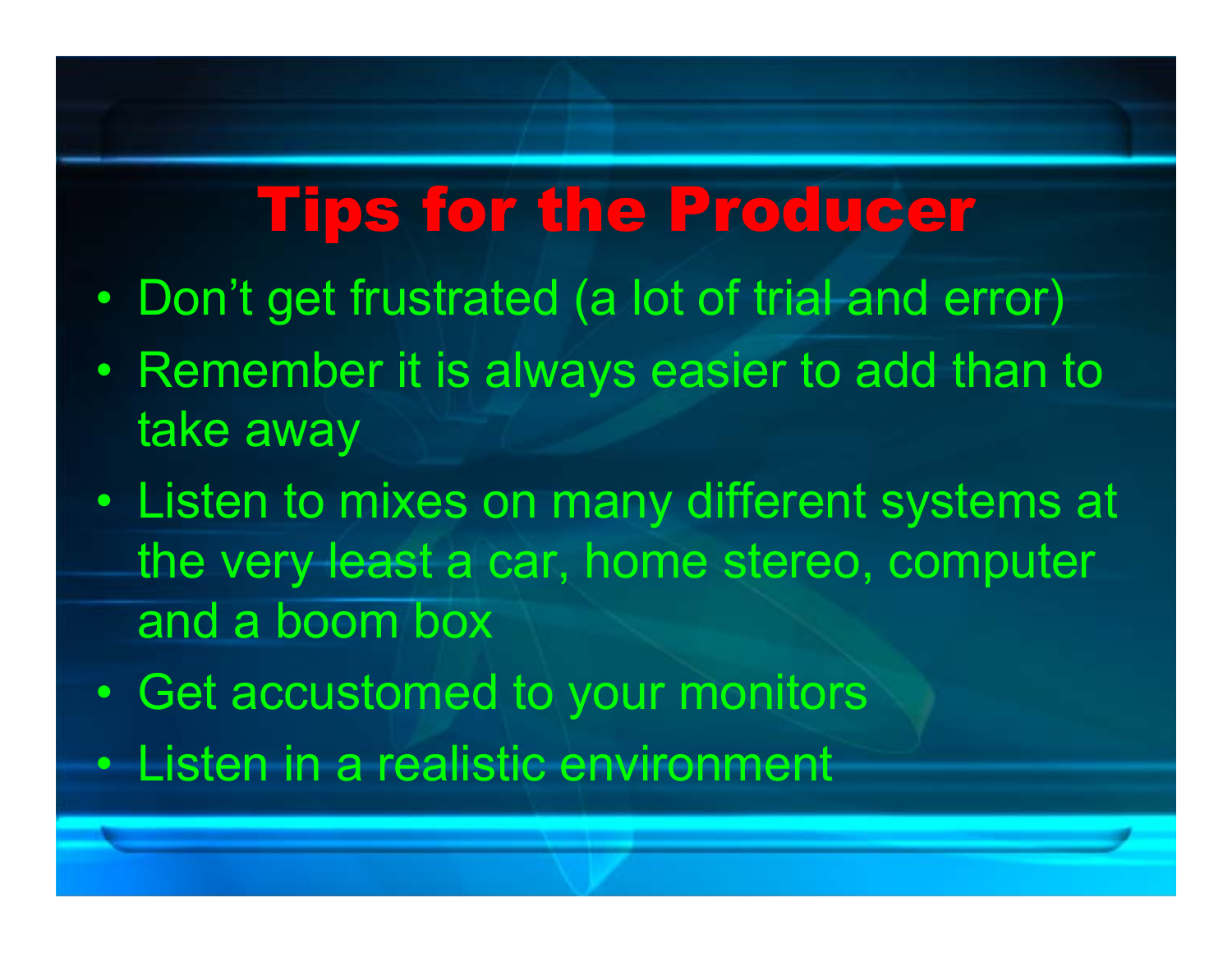# Tips for the Producer

- Don't get frustrated (a lot of trial and error)
- Remember it is always easier to add than to take away
- Listen to mixes on many different systems at the very least a car, home stereo, computer and a boom box
- Get accustomed to your monitors
- Listen in a realistic environment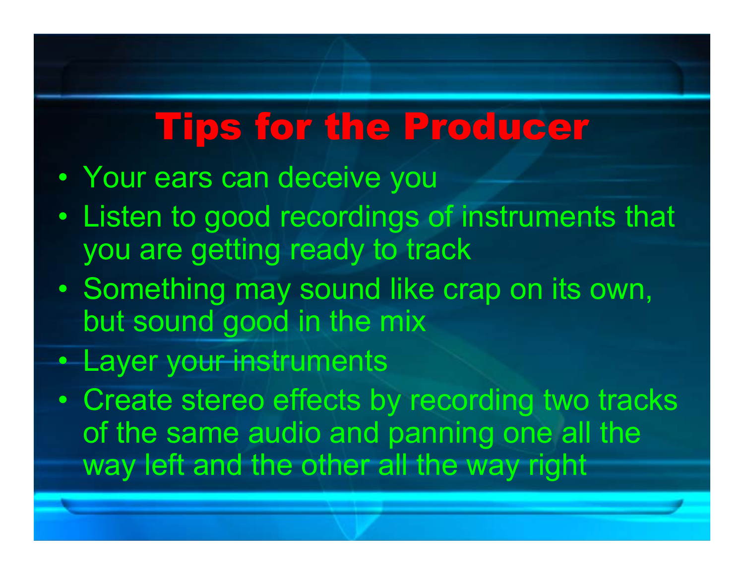# Tips for the Producer

- Your ears can deceive you
- Listen to good recordings of instruments that you are getting ready to track
- Something may sound like crap on its own, but sound good in the mix
- Layer your instruments
- Create stereo effects by recording two tracks of the same audio and panning one all the way left and the other all the way right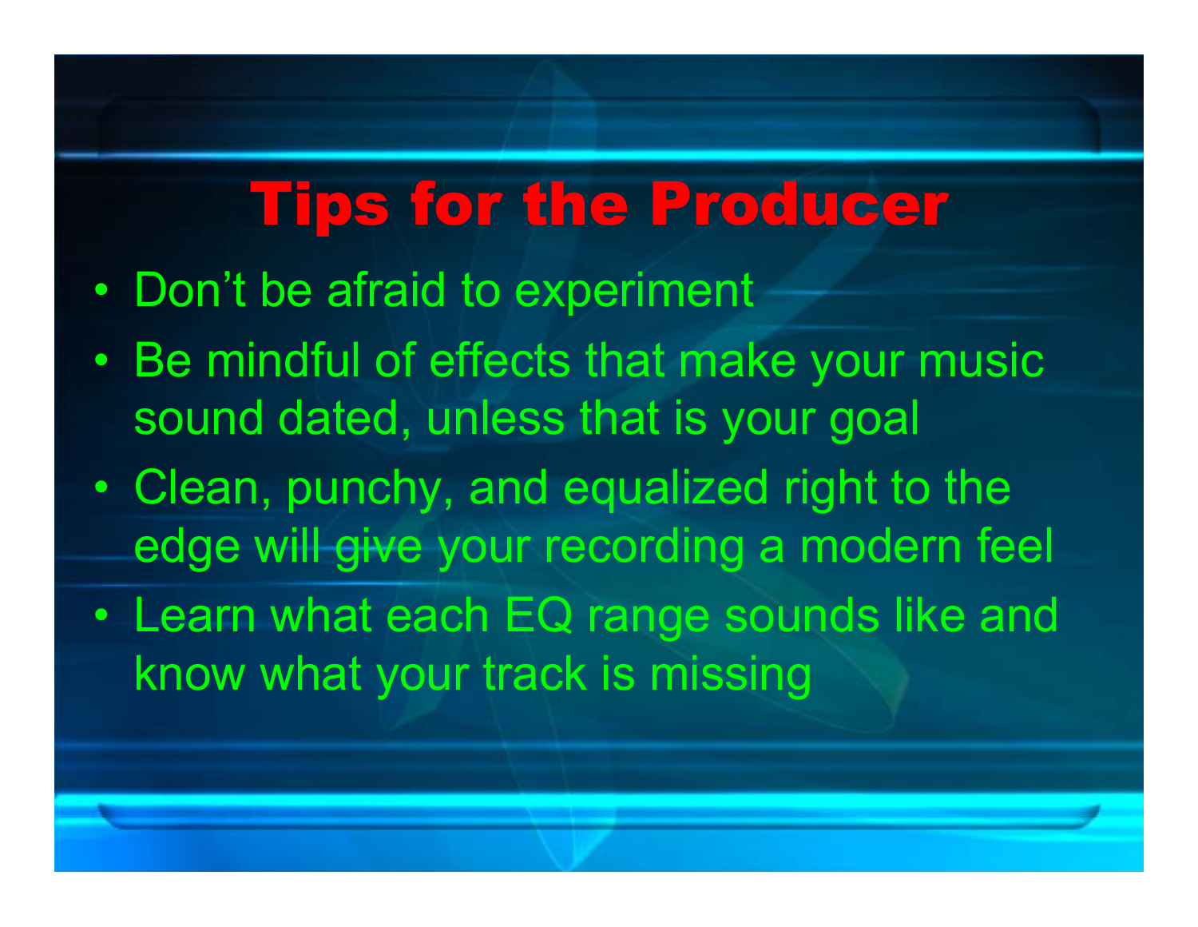# Tips for the Producer

- Don’t be afraid to experiment
- Be mindful of effects that make your music sound dated, unless that is your goal
- Clean, punchy, and equalized right to the edge will give your recording a modern feel
- Learn what each EQ range sounds like and know what your track is missing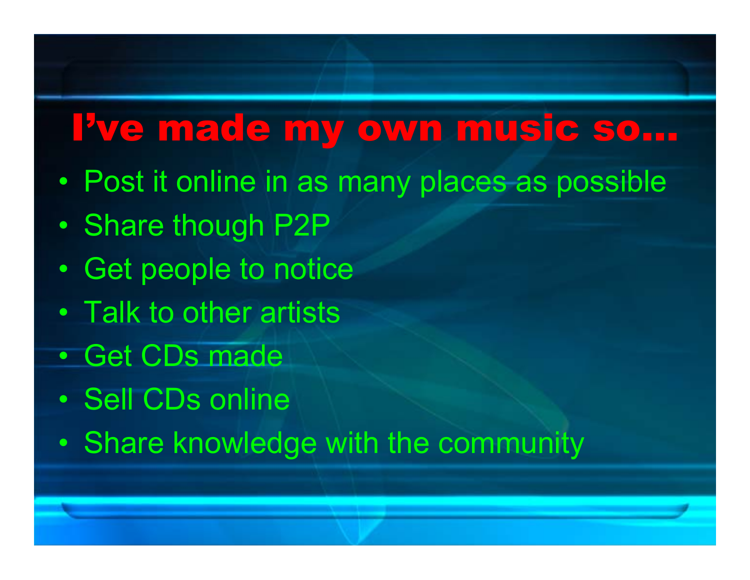# I've made my own music so…

- Post it online in as many places as possible
- Share though P2P
- Get people to notice
- Talk to other artists
- Get CDs made
- Sell CDs online
- Share knowledge with the community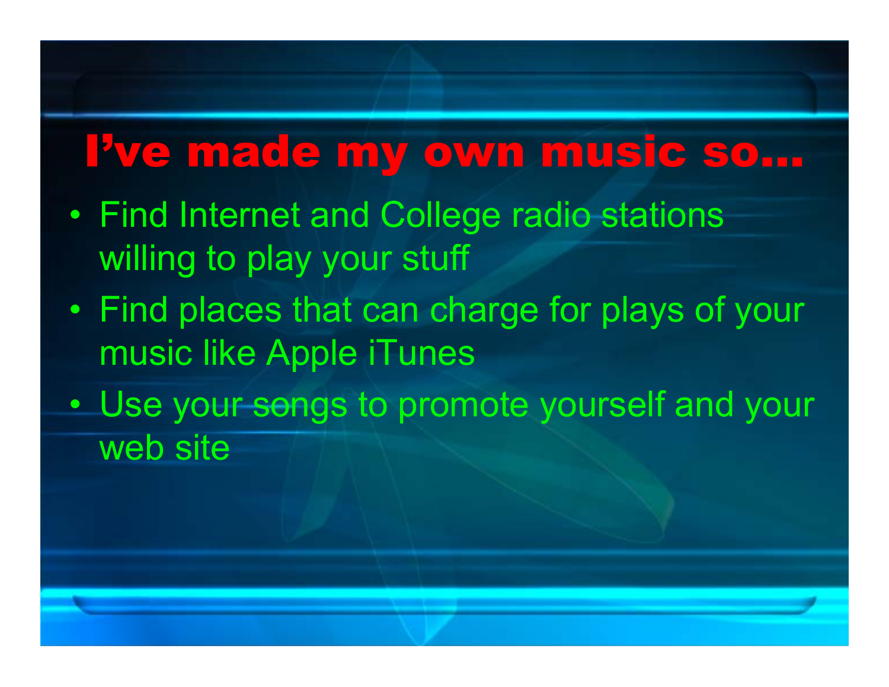# I've made my own music so…

- Find Internet and College radio stations willing to play your stuff
- Find places that can charge for plays of your music like Apple iTunes
- Use your songs to promote yourself and your web site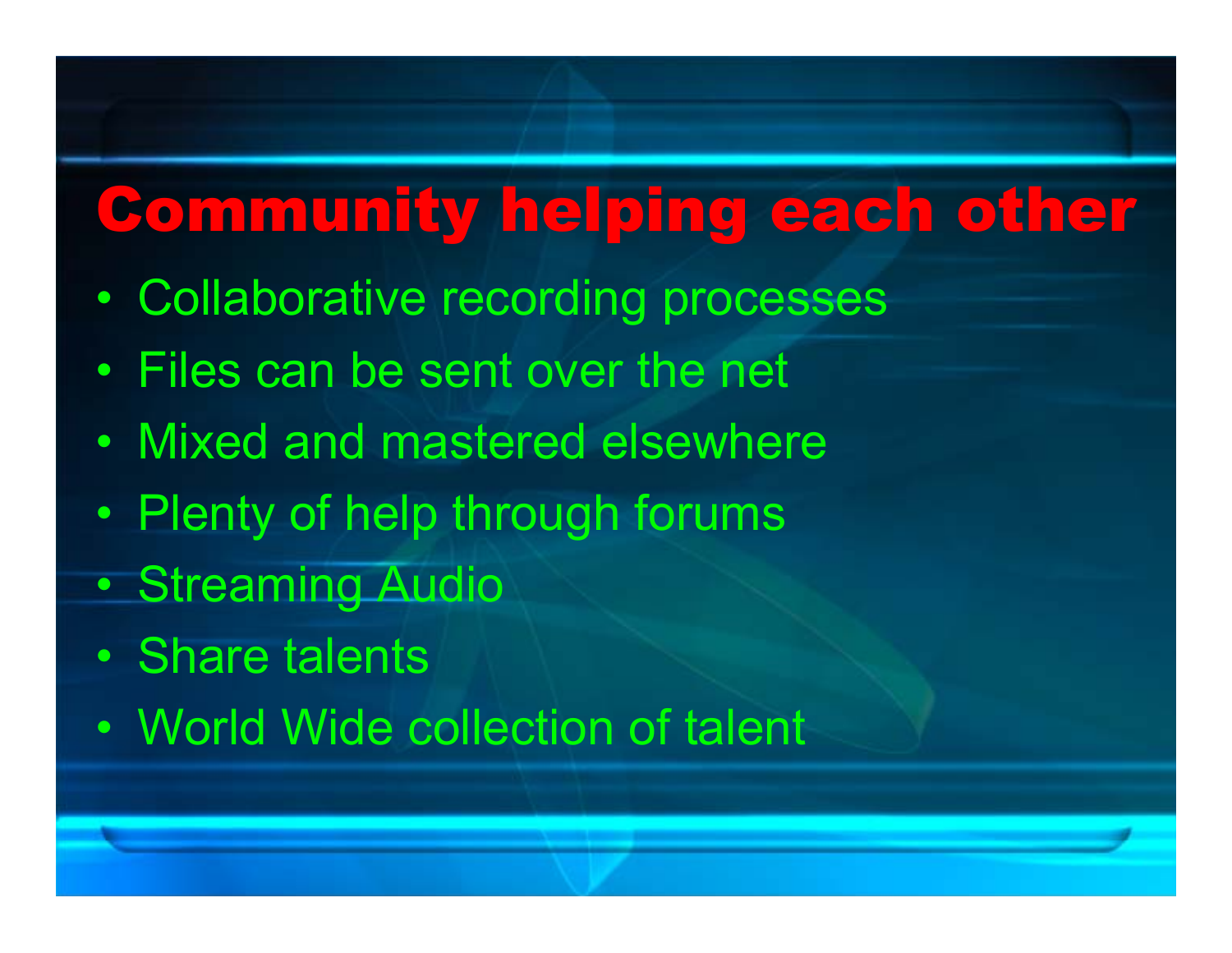# Community helping each other

- Collaborative recording processes
- Files can be sent over the net
- Mixed and mastered elsewhere
- Plenty of help through forums
- Streaming Audio
- Share talents
- World Wide collection of talent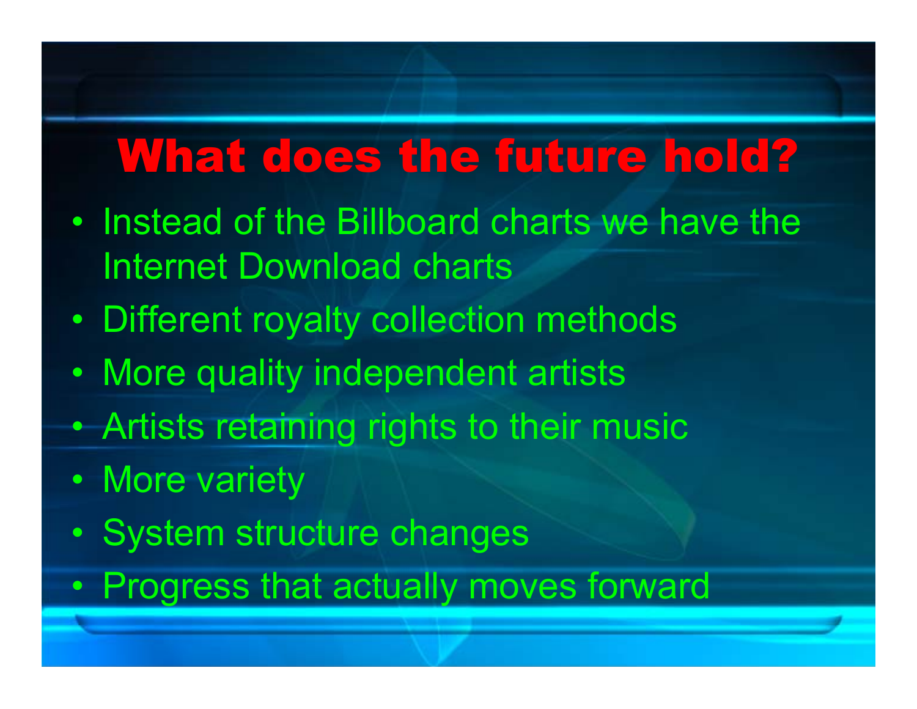# What does the future hold?

- Instead of the Billboard charts we have the Internet Download charts
- Different royalty collection methods
- More quality independent artists
- Artists retaining rights to their music
- More variety
- System structure changes
- Progress that actually moves forward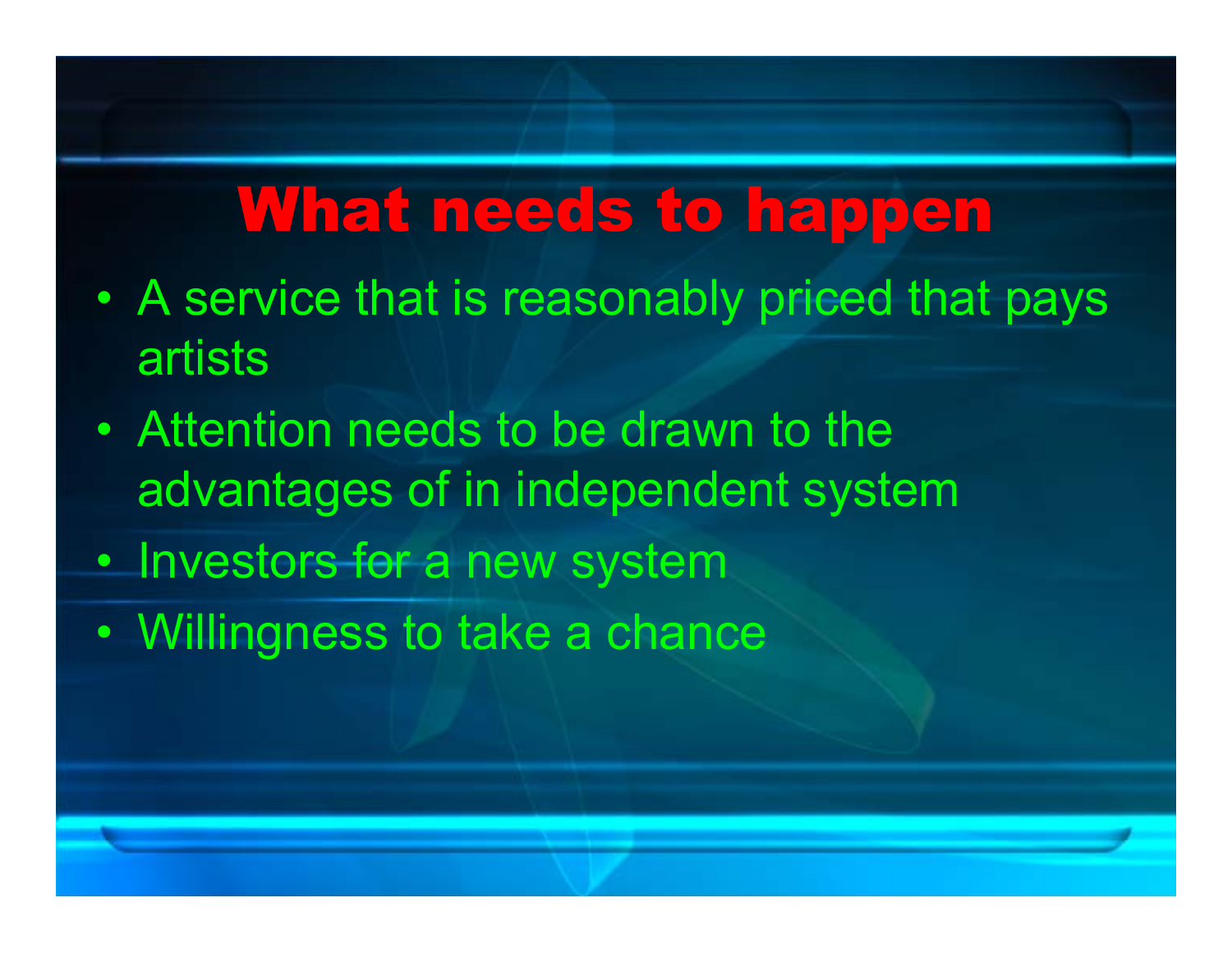# What needs to happen

- A service that is reasonably priced that pays artists
- Attention needs to be drawn to the advantages of in independent system
- Investors for a new system
- Willingness to take a chance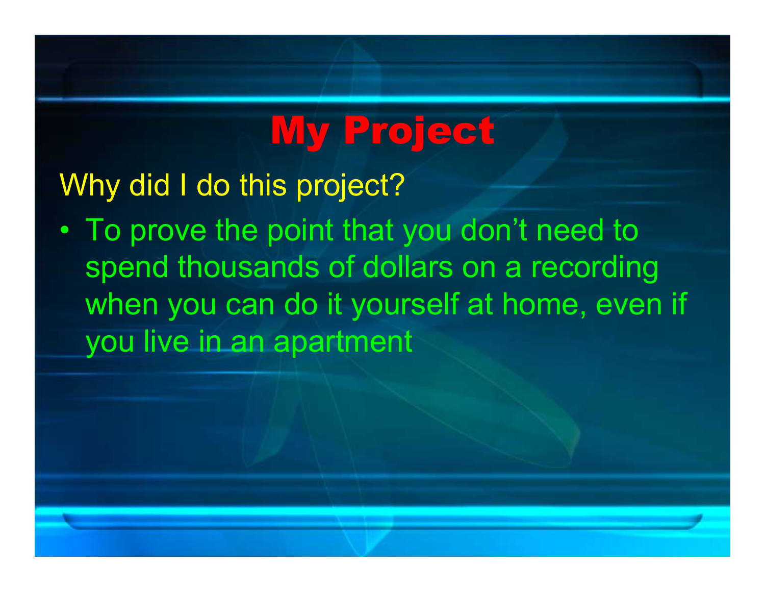# My Project

Why did I do this project?

- To prove the point that you don't need to spend thousands of dollars on a recording when you can do it yourself at home, even if you live in an apartment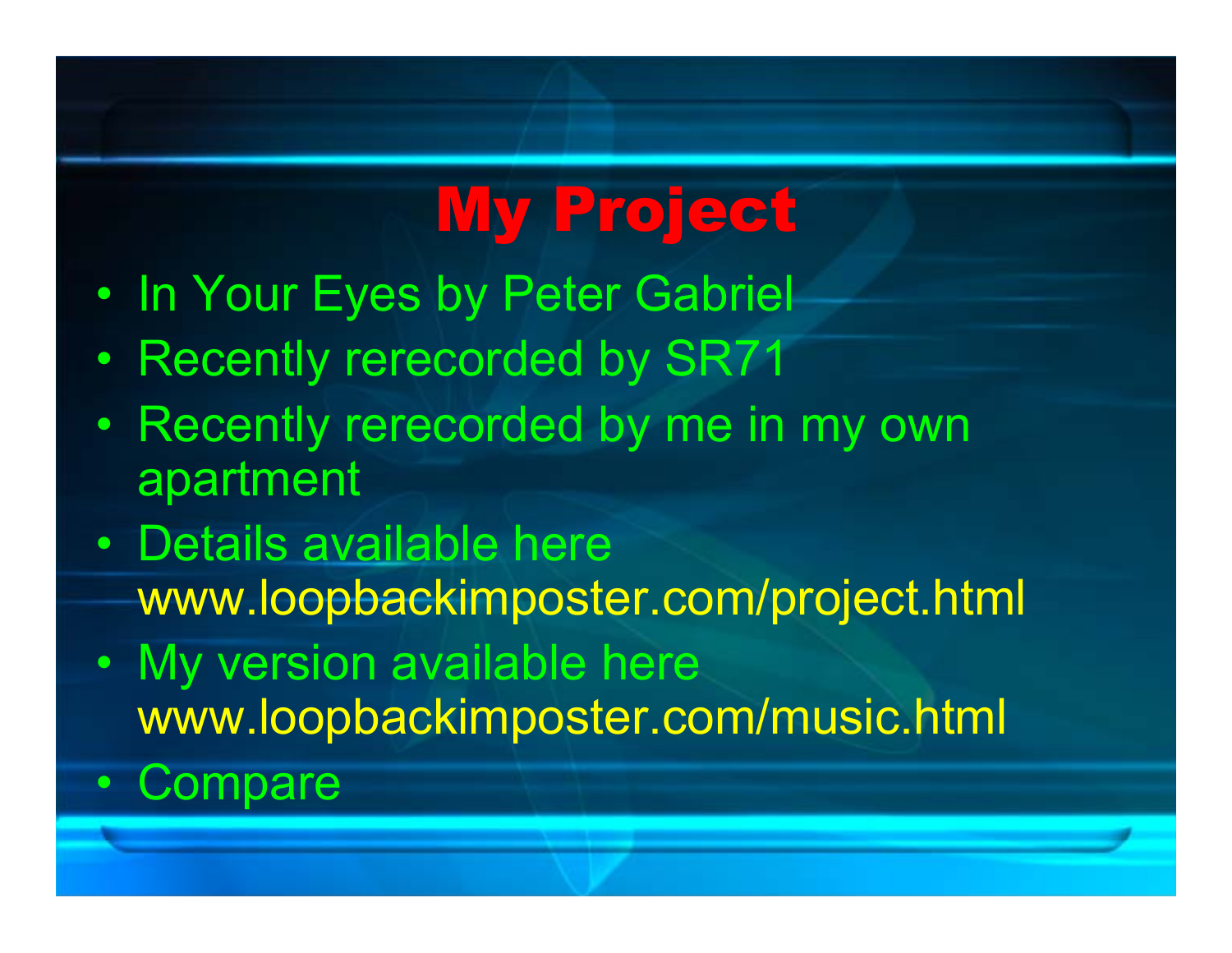# My Project

- In Your Eyes by Peter Gabriel
- Recently rerecorded by SR71
- Recently rerecorded by me in my own apartment
- Details available here www.loopbackimposter.com/project.html
- My version available here www.loopbackimposter.com/music.html
- Compare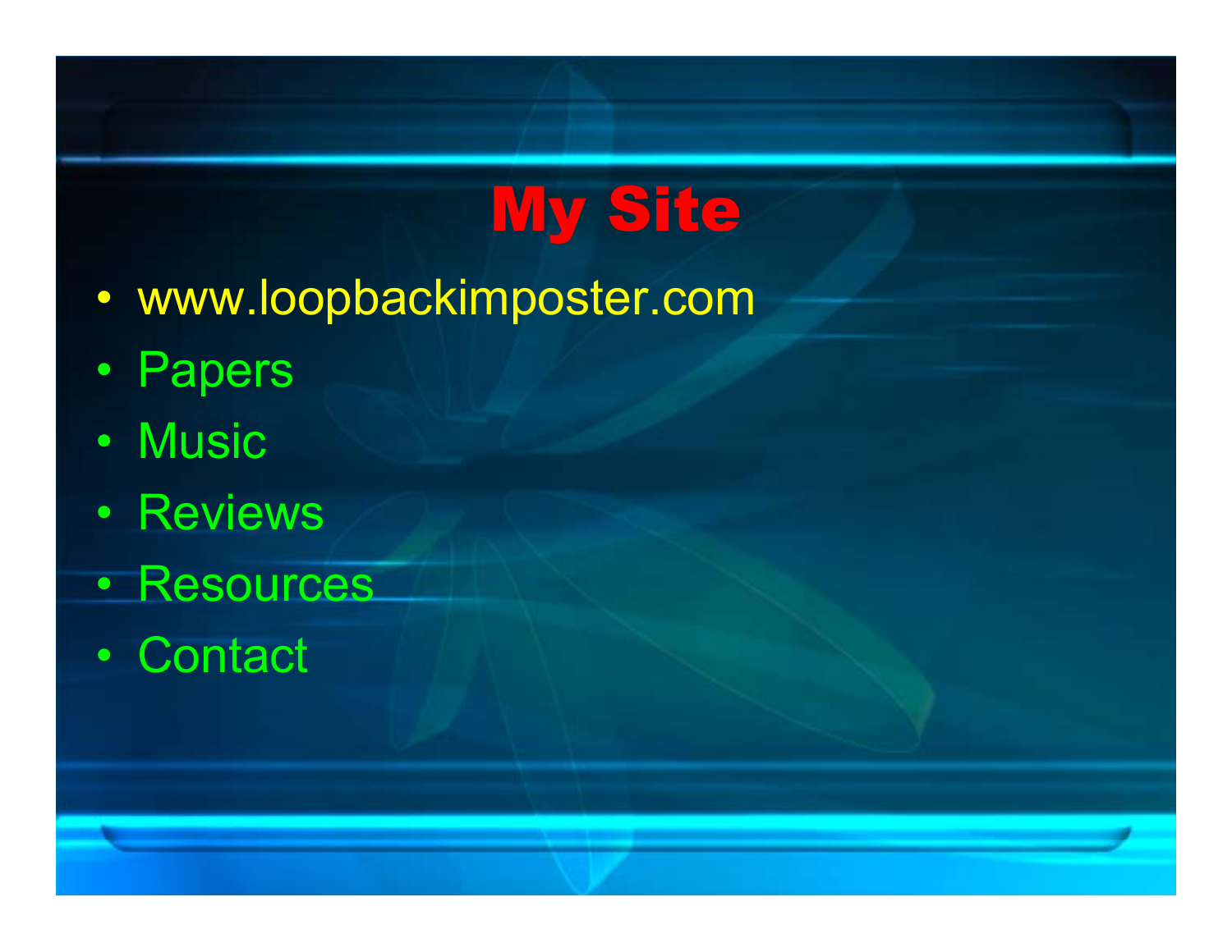# My Site

- www.loopbackimposter.com
- Papers
- Music
- Reviews
- Resources
- Contact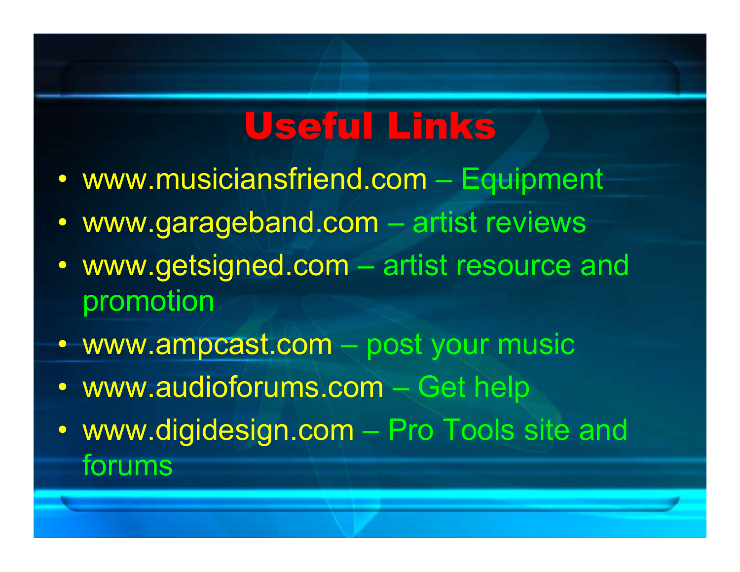# Useful Links

- www.musiciansfriend.com – Equipment
- www.garageband.com – artist reviews
- www.getsigned.com – artist resource and promotion
- www.ampcast.com – post your music
- www.audioforums.com – Get help
- www.digidesign.com – Pro Tools site and forums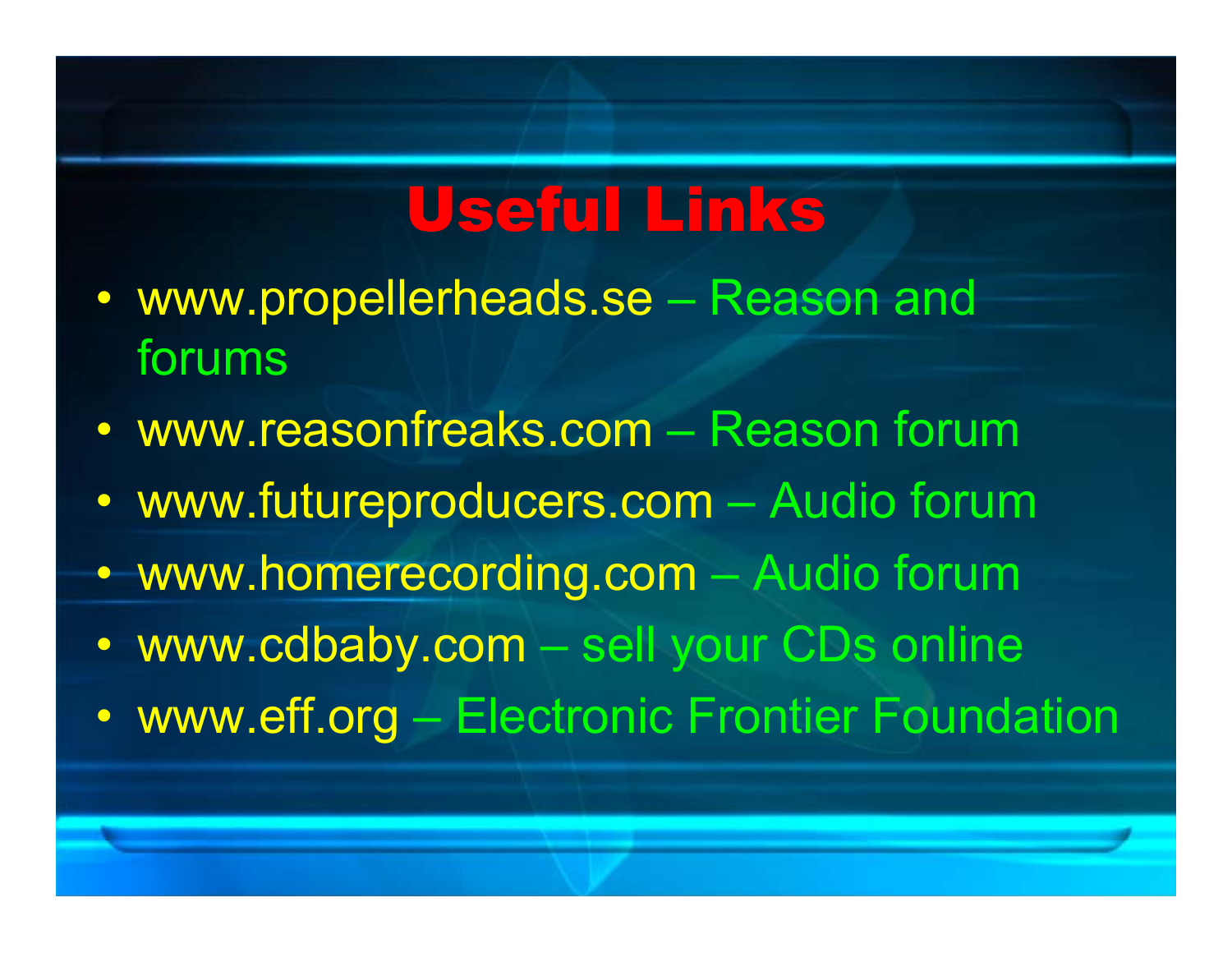# Useful Links

- www.propellerheads.se – Reason and forums
- www.reasonfreaks.com – Reason forum
- www.futureproducers.com – Audio forum
- www.homerecording.com – Audio forum
- www.cdbaby.com – sell your CDs online
- www.eff.org – Electronic Frontier Foundation